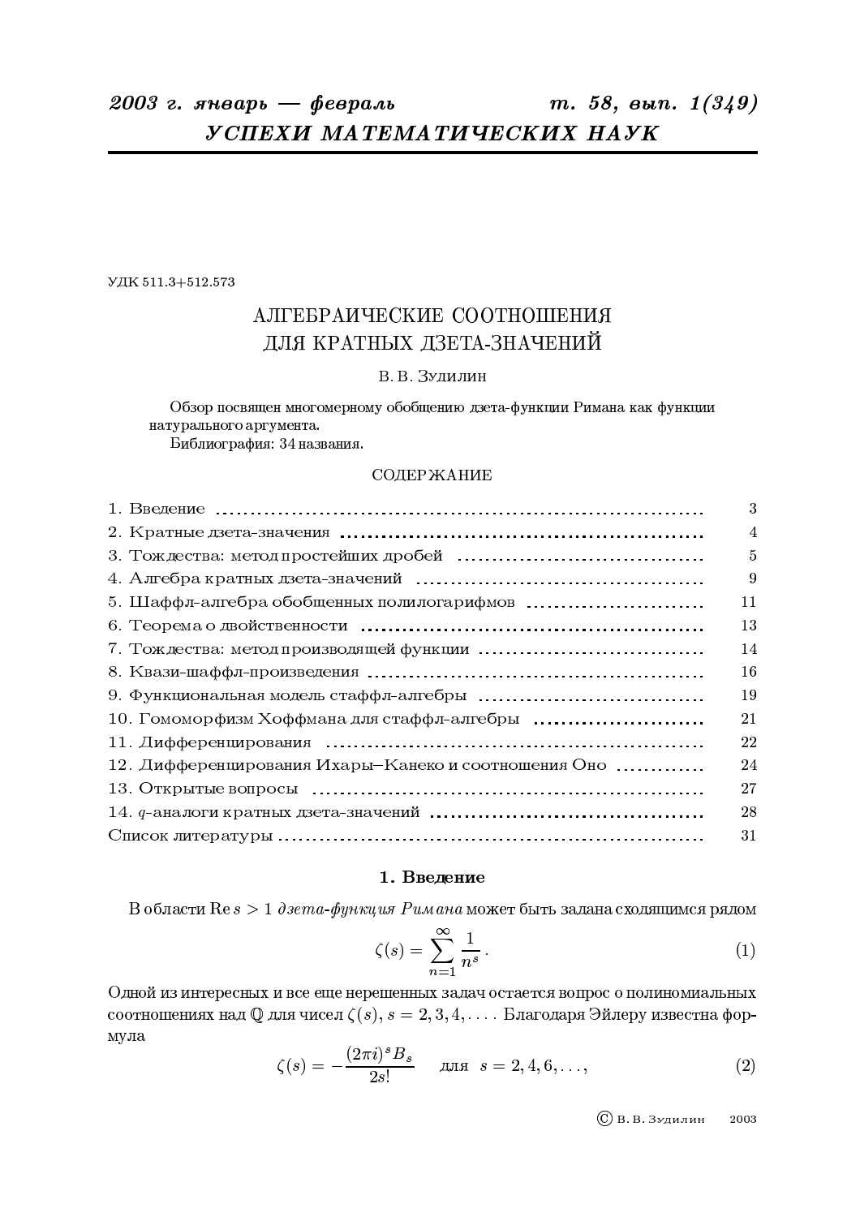УДК 511.3+512.573

# АЛГЕБРАИЧЕСКИЕ СООТНОШЕНИЯ ДЛЯ КРАТНЫХ ДЗЕТА-ЗНАЧЕНИЙ

В. В. Зудилин

Обзор посвящен многомерному обобщению дзета-функции Римана как функции натурального аргумента.

Библиография: 34 названия.

## СОДЕРЖАНИЕ

| | |
|---|---|
| 1. Введение | 3 |
| 2. Кратные дзета-значения | 4 |
| 3. Тождества: метод простейших дробей | 5 |
| 4. Алгебра кратных дзета-значений | 9 |
| 5. Шаффл-алгебра обобщенных полилогарифмов | 11 |
| 6. Теорема о двойственности | 13 |
| 7. Тождества: метод производящей функции | 14 |
| 8. Квази-шаффл-произведения | 16 |
| 9. Функциональная модель стаффл-алгебры | 19 |
| 10. Гомоморфизм Хоффмана для стаффл-алгебры | 21 |
| 11. Дифференцирования | 22 |
| 12. Дифференцирования Ихары–Канеко и соотношения Оно | 24 |
| 13. Открытые вопросы | 27 |
| 14. $q$-аналоги кратных дзета-значений | 28 |
| Список литературы | 31 |

## 1. Введение

В области $\operatorname{Re} s > 1$ *дзета-функция Римана* может быть задана сходящимся рядом

$$\zeta(s) = \sum_{n=1}^{\infty} \frac{1}{n^s}. \tag{1}$$

Одной из интересных и все еще нерешенных задач остается вопрос о полиномиальных соотношениях над $\mathbb{Q}$ для чисел $\zeta(s)$, $s = 2, 3, 4, \dots$. Благодаря Эйлеру известна формула

$$\zeta(s) = -\frac{(2\pi i)^s B_s}{2s!} \quad \text{для} \quad s = 2, 4, 6, \dots, \tag{2}$$

© В. В. Зудилин 2003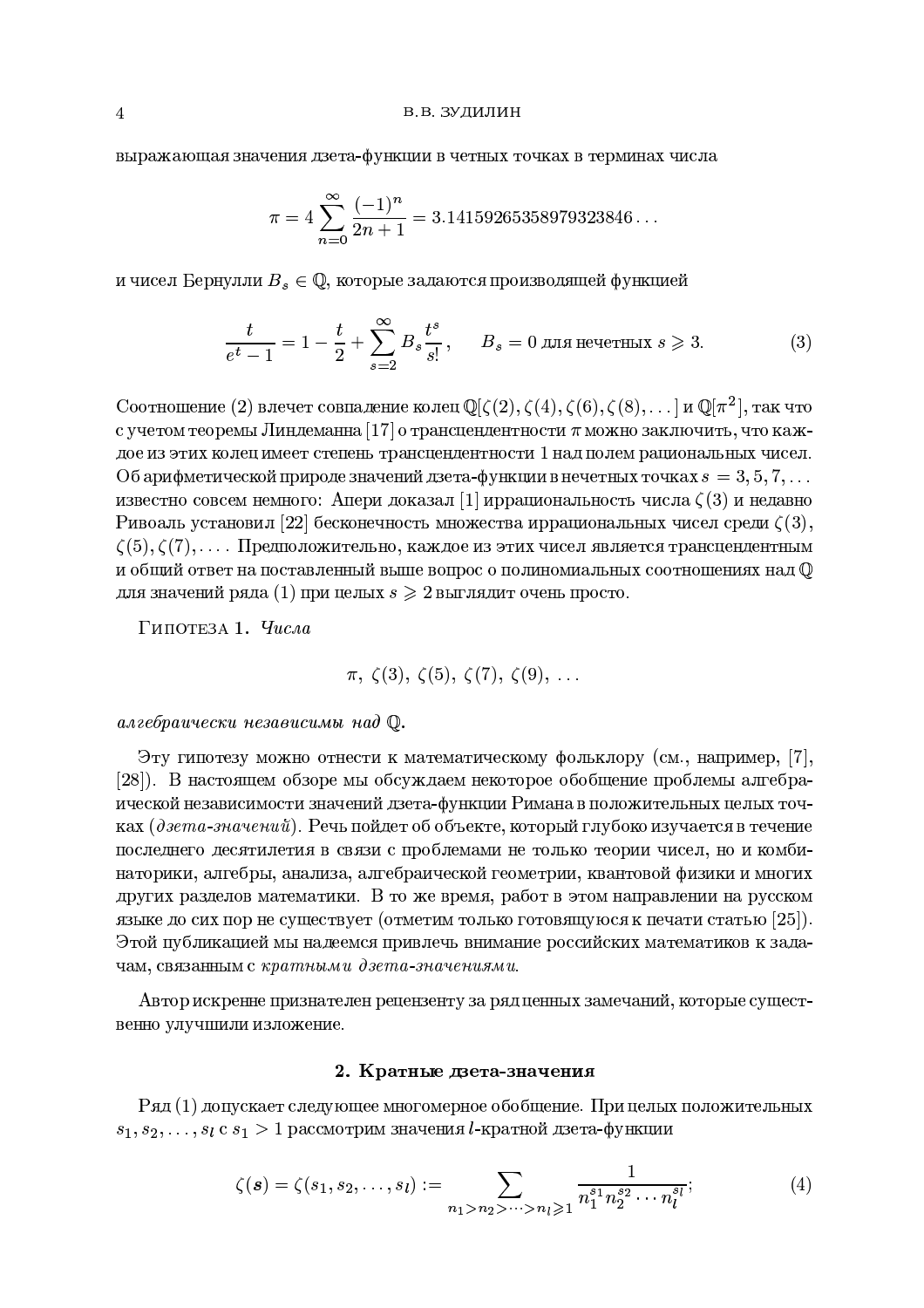выражающая значения дзета-функции в четных точках в терминах числа

$$\pi = 4\sum_{n=0}^{\infty} \frac{(-1)^n}{2n+1} = 3.14159265358979323846\dots$$

и чисел Бернулли $B_s \in \mathbb{Q}$, которые задаются производящей функцией

$$\frac{t}{e^t - 1} = 1 - \frac{t}{2} + \sum_{s=2}^{\infty} B_s \frac{t^s}{s!}, \qquad B_s = 0 \text{ для нечетных } s \geqslant 3. \tag{3}$$

Соотношение (2) влечет совпадение колец $\mathbb{Q}[\zeta(2), \zeta(4), \zeta(6), \zeta(8), \dots]$ и $\mathbb{Q}[\pi^2]$, так что с учетом теоремы Линдеманна [17] о трансцендентности $\pi$ можно заключить, что каждое из этих колец имеет степень трансцендентности 1 над полем рациональных чисел. Об арифметической природе значений дзета-функции в нечетных точках $s = 3, 5, 7, \dots$ известно совсем немного: Апери доказал [1] иррациональность числа $\zeta(3)$ и недавно Ривоаль установил [22] бесконечность множества иррациональных чисел среди $\zeta(3)$, $\zeta(5), \zeta(7), \dots$. Предположительно, каждое из этих чисел является трансцендентным и общий ответ на поставленный выше вопрос о полиномиальных соотношениях над $\mathbb{Q}$ для значений ряда (1) при целых $s \geqslant 2$ выглядит очень просто.

Гипотеза 1. *Числа*

$$\pi,\ \zeta(3),\ \zeta(5),\ \zeta(7),\ \zeta(9),\ \dots$$

*алгебраически независимы над* $\mathbb{Q}$.

Эту гипотезу можно отнести к математическому фольклору (см., например, [7], [28]). В настоящем обзоре мы обсуждаем некоторое обобщение проблемы алгебраической независимости значений дзета-функции Римана в положительных целых точках (*дзета-значений*). Речь пойдет об объекте, который глубоко изучается в течение последнего десятилетия в связи с проблемами не только теории чисел, но и комбинаторики, алгебры, анализа, алгебраической геометрии, квантовой физики и многих других разделов математики. В то же время, работ в этом направлении на русском языке до сих пор не существует (отметим только готовящуюся к печати статью [25]). Этой публикацией мы надеемся привлечь внимание российских математиков к задачам, связанным с *кратными дзета-значениями*.

Автор искренне признателен рецензенту за ряд ценных замечаний, которые существенно улучшили изложение.

## 2. Кратные дзета-значения

Ряд (1) допускает следующее многомерное обобщение. При целых положительных $s_1, s_2, \dots, s_l$ с $s_1 > 1$ рассмотрим значения $l$-кратной дзета-функции

$$\zeta(\boldsymbol{s}) = \zeta(s_1, s_2, \dots, s_l) := \sum_{n_1 > n_2 > \dots > n_l \geqslant 1} \frac{1}{n_1^{s_1} n_2^{s_2} \cdots n_l^{s_l}}; \tag{4}$$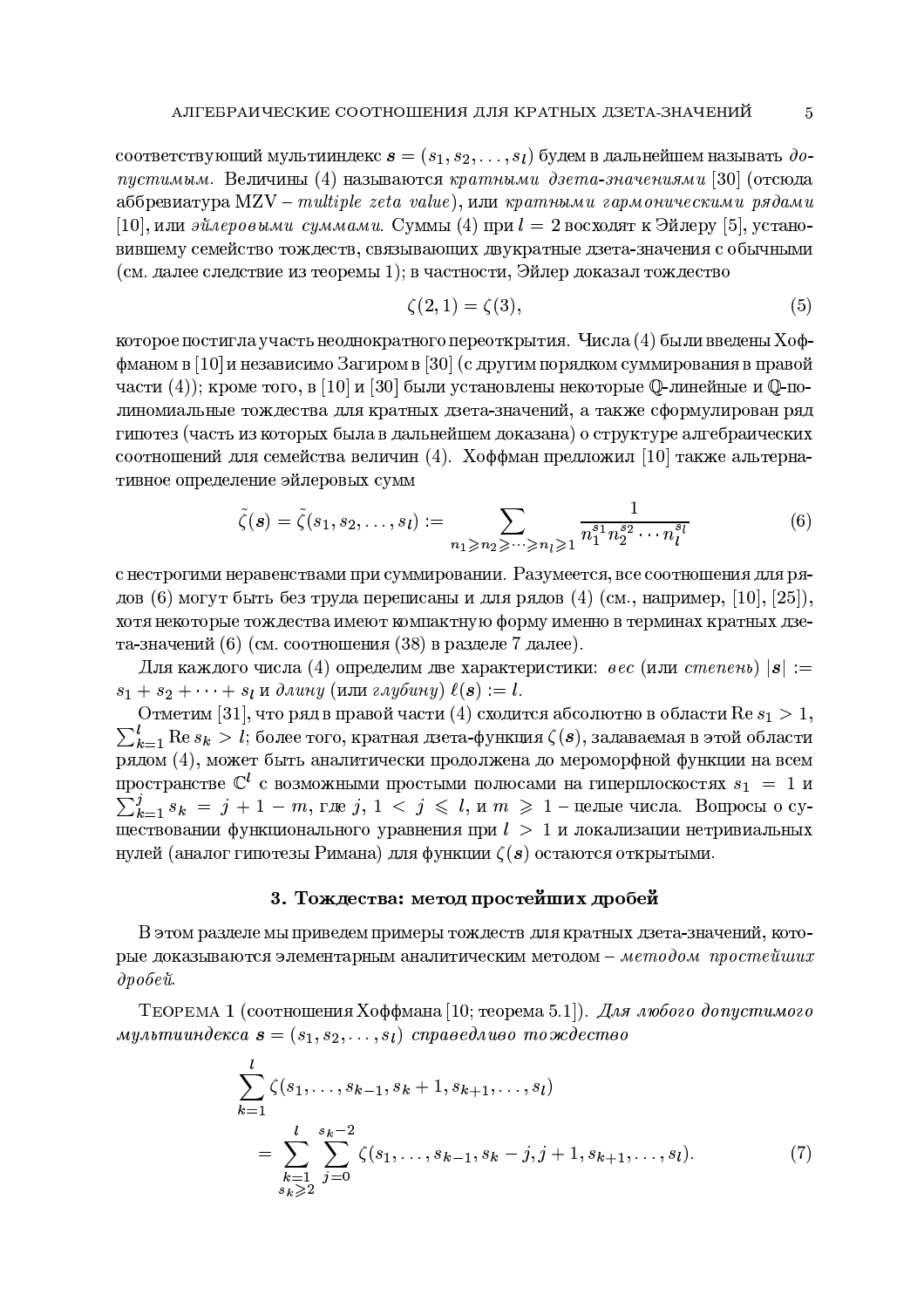соответствующий мультииндекс $\boldsymbol{s}=(s_1,s_2,\dots,s_l)$ будем в дальнейшем называть *допустимым*. Величины (4) называются *кратными дзета-значениями* [30] (отсюда аббревиатура MZV – *multiple zeta value*), или *кратными гармоническими рядами* [10], или *эйлеровыми суммами*. Суммы (4) при $l=2$ восходят к Эйлеру [5], установившему семейство тождеств, связывающих двукратные дзета-значения с обычными (см. далее следствие из теоремы 1); в частности, Эйлер доказал тождество

$$\zeta(2,1)=\zeta(3), \tag{5}$$

которое постигла участь неоднократного переоткрытия. Числа (4) были введены Хоффманом в [10] и независимо Загиром в [30] (с другим порядком суммирования в правой части (4)); кроме того, в [10] и [30] были установлены некоторые $\mathbb{Q}$-линейные и $\mathbb{Q}$-полиномиальные тождества для кратных дзета-значений, а также сформулирован ряд гипотез (часть из которых была в дальнейшем доказана) о структуре алгебраических соотношений для семейства величин (4). Хоффман предложил [10] также альтернативное определение эйлеровых сумм

$$\tilde\zeta(\boldsymbol{s})=\tilde\zeta(s_1,s_2,\dots,s_l):=\sum_{n_1\geqslant n_2\geqslant\dots\geqslant n_l\geqslant 1}\frac{1}{n_1^{s_1}n_2^{s_2}\cdots n_l^{s_l}} \tag{6}$$

с нестрогими неравенствами при суммировании. Разумеется, все соотношения для рядов (6) могут быть без труда переписаны и для рядов (4) (см., например, [10], [25]), хотя некоторые тождества имеют компактную форму именно в терминах кратных дзета-значений (6) (см. соотношения (38) в разделе 7 далее).

Для каждого числа (4) определим две характеристики: *вес* (или *степень*) $|\boldsymbol{s}|:=s_1+s_2+\dots+s_l$ и *длину* (или *глубину*) $\ell(\boldsymbol{s}):=l$.

Отметим [31], что ряд в правой части (4) сходится абсолютно в области $\operatorname{Re}s_1>1$, $\sum_{k=1}^{l}\operatorname{Re}s_k>l$; более того, кратная дзета-функция $\zeta(\boldsymbol{s})$, задаваемая в этой области рядом (4), может быть аналитически продолжена до мероморфной функции на всем пространстве $\mathbb{C}^l$ с возможными простыми полюсами на гиперплоскостях $s_1=1$ и $\sum_{k=1}^{j}s_k=j+1-m$, где $j$, $1<j\leqslant l$, и $m\geqslant 1$ – целые числа. Вопросы о существовании функционального уравнения при $l>1$ и локализации нетривиальных нулей (аналог гипотезы Римана) для функции $\zeta(\boldsymbol{s})$ остаются открытыми.

## 3. Тождества: метод простейших дробей

В этом разделе мы приведем примеры тождеств для кратных дзета-значений, которые доказываются элементарным аналитическим методом – *методом простейших дробей*.

Теорема 1 (соотношения Хоффмана [10; теорема 5.1]). *Для любого допустимого мультииндекса $\boldsymbol{s}=(s_1,s_2,\dots,s_l)$ справедливо тождество*

$$\begin{aligned}\sum_{k=1}^{l}&\zeta(s_1,\dots,s_{k-1},s_k+1,s_{k+1},\dots,s_l)\\&=\sum_{\substack{k=1\\ s_k\geqslant 2}}^{l}\sum_{j=0}^{s_k-2}\zeta(s_1,\dots,s_{k-1},s_k-j,j+1,s_{k+1},\dots,s_l).\end{aligned} \tag{7}$$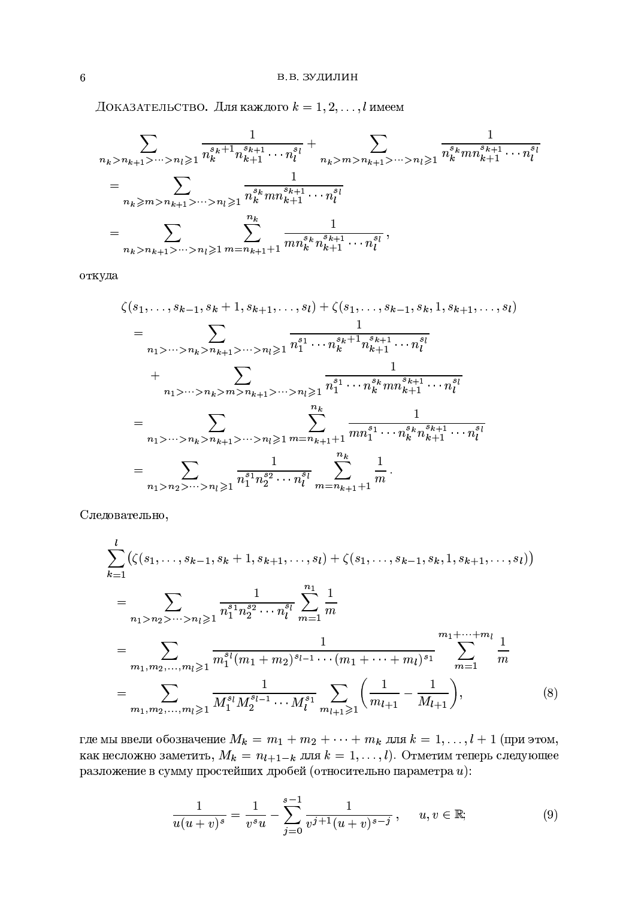Доказательство. Для каждого $k = 1, 2, \dots, l$ имеем

$$
\begin{aligned}
&\sum_{n_k > n_{k+1} > \dots > n_l \geqslant 1} \frac{1}{n_k^{s_k+1} n_{k+1}^{s_{k+1}} \cdots n_l^{s_l}} + \sum_{n_k > m > n_{k+1} > \dots > n_l \geqslant 1} \frac{1}{n_k^{s_k} m n_{k+1}^{s_{k+1}} \cdots n_l^{s_l}} \\
&\quad = \sum_{n_k \geqslant m > n_{k+1} > \dots > n_l \geqslant 1} \frac{1}{n_k^{s_k} m n_{k+1}^{s_{k+1}} \cdots n_l^{s_l}} \\
&\quad = \sum_{n_k > n_{k+1} > \dots > n_l \geqslant 1} \sum_{m = n_{k+1}+1}^{n_k} \frac{1}{m n_k^{s_k} n_{k+1}^{s_{k+1}} \cdots n_l^{s_l}} \,,
\end{aligned}
$$

откуда

$$
\begin{aligned}
&\zeta(s_1, \dots, s_{k-1}, s_k + 1, s_{k+1}, \dots, s_l) + \zeta(s_1, \dots, s_{k-1}, s_k, 1, s_{k+1}, \dots, s_l) \\
&\quad = \sum_{n_1 > \dots > n_k > n_{k+1} > \dots > n_l \geqslant 1} \frac{1}{n_1^{s_1} \cdots n_k^{s_k+1} n_{k+1}^{s_{k+1}} \cdots n_l^{s_l}} \\
&\qquad + \sum_{n_1 > \dots > n_k > m > n_{k+1} > \dots > n_l \geqslant 1} \frac{1}{n_1^{s_1} \cdots n_k^{s_k} m n_{k+1}^{s_{k+1}} \cdots n_l^{s_l}} \\
&\quad = \sum_{n_1 > \dots > n_k > n_{k+1} > \dots > n_l \geqslant 1} \sum_{m = n_{k+1}+1}^{n_k} \frac{1}{m n_1^{s_1} \cdots n_k^{s_k} n_{k+1}^{s_{k+1}} \cdots n_l^{s_l}} \\
&\quad = \sum_{n_1 > n_2 > \dots > n_l \geqslant 1} \frac{1}{n_1^{s_1} n_2^{s_2} \cdots n_l^{s_l}} \sum_{m = n_{k+1}+1}^{n_k} \frac{1}{m} \,.
\end{aligned}
$$

Следовательно,

$$
\begin{aligned}
&\sum_{k=1}^{l} \bigl( \zeta(s_1, \dots, s_{k-1}, s_k + 1, s_{k+1}, \dots, s_l) + \zeta(s_1, \dots, s_{k-1}, s_k, 1, s_{k+1}, \dots, s_l) \bigr) \\
&\quad = \sum_{n_1 > n_2 > \dots > n_l \geqslant 1} \frac{1}{n_1^{s_1} n_2^{s_2} \cdots n_l^{s_l}} \sum_{m=1}^{n_1} \frac{1}{m} \\
&\quad = \sum_{m_1, m_2, \dots, m_l \geqslant 1} \frac{1}{m_1^{s_l} (m_1 + m_2)^{s_{l-1}} \cdots (m_1 + \dots + m_l)^{s_1}} \sum_{m=1}^{m_1 + \dots + m_l} \frac{1}{m} \\
&\quad = \sum_{m_1, m_2, \dots, m_l \geqslant 1} \frac{1}{M_1^{s_l} M_2^{s_{l-1}} \cdots M_l^{s_1}} \sum_{m_{l+1} \geqslant 1} \biggl( \frac{1}{m_{l+1}} - \frac{1}{M_{l+1}} \biggr),
\end{aligned}
\tag{8}
$$

где мы ввели обозначение $M_k = m_1 + m_2 + \dots + m_k$ для $k = 1, \dots, l+1$ (при этом, как несложно заметить, $M_k = n_{l+1-k}$ для $k = 1, \dots, l$). Отметим теперь следующее разложение в сумму простейших дробей (относительно параметра $u$):

$$
\frac{1}{u(u+v)^s} = \frac{1}{v^s u} - \sum_{j=0}^{s-1} \frac{1}{v^{j+1} (u+v)^{s-j}} \,, \qquad u, v \in \mathbb{R};
\tag{9}
$$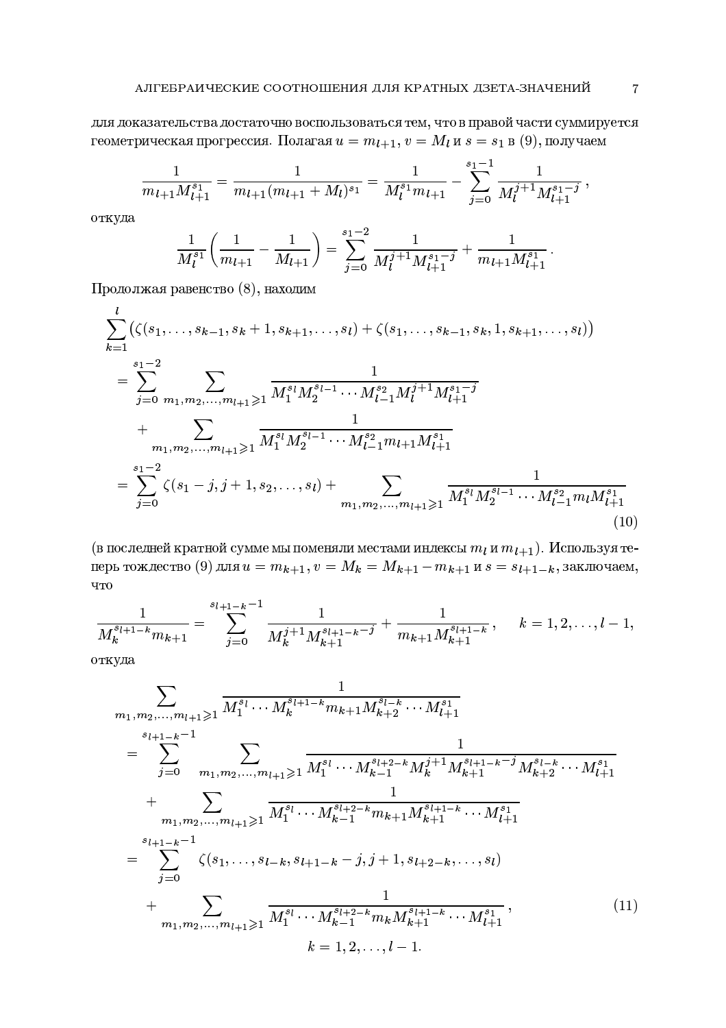для доказательства достаточно воспользоваться тем, что в правой части суммируется геометрическая прогрессия. Полагая $u = m_{l+1}$, $v = M_l$ и $s = s_1$ в (9), получаем

$$\frac{1}{m_{l+1}M_{l+1}^{s_1}} = \frac{1}{m_{l+1}(m_{l+1}+M_l)^{s_1}} = \frac{1}{M_l^{s_1}m_{l+1}} - \sum_{j=0}^{s_1-1}\frac{1}{M_l^{j+1}M_{l+1}^{s_1-j}}\,,$$

откуда

$$\frac{1}{M_l^{s_1}}\left(\frac{1}{m_{l+1}} - \frac{1}{M_{l+1}}\right) = \sum_{j=0}^{s_1-2}\frac{1}{M_l^{j+1}M_{l+1}^{s_1-j}} + \frac{1}{m_{l+1}M_{l+1}^{s_1}}\,.$$

Продолжая равенство (8), находим

$$\begin{aligned}
&\sum_{k=1}^{l}\bigl(\zeta(s_1,\dots,s_{k-1},s_k+1,s_{k+1},\dots,s_l) + \zeta(s_1,\dots,s_{k-1},s_k,1,s_{k+1},\dots,s_l)\bigr)\\
&\quad= \sum_{j=0}^{s_1-2}\sum_{m_1,m_2,\dots,m_{l+1}\geqslant 1}\frac{1}{M_1^{s_l}M_2^{s_{l-1}}\cdots M_{l-1}^{s_2}M_l^{j+1}M_{l+1}^{s_1-j}}\\
&\qquad+ \sum_{m_1,m_2,\dots,m_{l+1}\geqslant 1}\frac{1}{M_1^{s_l}M_2^{s_{l-1}}\cdots M_{l-1}^{s_2}m_{l+1}M_{l+1}^{s_1}}\\
&\quad= \sum_{j=0}^{s_1-2}\zeta(s_1-j,j+1,s_2,\dots,s_l) + \sum_{m_1,m_2,\dots,m_{l+1}\geqslant 1}\frac{1}{M_1^{s_l}M_2^{s_{l-1}}\cdots M_{l-1}^{s_2}m_lM_{l+1}^{s_1}}
\end{aligned}\tag{10}$$

(в последней кратной сумме мы поменяли местами индексы $m_l$ и $m_{l+1}$). Используя теперь тождество (9) для $u = m_{k+1}$, $v = M_k = M_{k+1} - m_{k+1}$ и $s = s_{l+1-k}$, заключаем, что

$$\frac{1}{M_k^{s_{l+1-k}}m_{k+1}} = \sum_{j=0}^{s_{l+1-k}-1}\frac{1}{M_k^{j+1}M_{k+1}^{s_{l+1-k}-j}} + \frac{1}{m_{k+1}M_{k+1}^{s_{l+1-k}}}\,,\qquad k = 1,2,\dots,l-1,$$

откуда

$$\begin{aligned}
&\sum_{m_1,m_2,\dots,m_{l+1}\geqslant 1}\frac{1}{M_1^{s_l}\cdots M_k^{s_{l+1-k}}m_{k+1}M_{k+2}^{s_{l-k}}\cdots M_{l+1}^{s_1}}\\
&\quad= \sum_{j=0}^{s_{l+1-k}-1}\sum_{m_1,m_2,\dots,m_{l+1}\geqslant 1}\frac{1}{M_1^{s_l}\cdots M_{k-1}^{s_{l+2-k}}M_k^{j+1}M_{k+1}^{s_{l+1-k}-j}M_{k+2}^{s_{l-k}}\cdots M_{l+1}^{s_1}}\\
&\qquad+ \sum_{m_1,m_2,\dots,m_{l+1}\geqslant 1}\frac{1}{M_1^{s_l}\cdots M_{k-1}^{s_{l+2-k}}m_{k+1}M_{k+1}^{s_{l+1-k}}\cdots M_{l+1}^{s_1}}\\
&\quad= \sum_{j=0}^{s_{l+1-k}-1}\zeta(s_1,\dots,s_{l-k},s_{l+1-k}-j,j+1,s_{l+2-k},\dots,s_l)\\
&\qquad+ \sum_{m_1,m_2,\dots,m_{l+1}\geqslant 1}\frac{1}{M_1^{s_l}\cdots M_{k-1}^{s_{l+2-k}}m_kM_{k+1}^{s_{l+1-k}}\cdots M_{l+1}^{s_1}}\,,
\end{aligned}\tag{11}$$

$$k = 1,2,\dots,l-1.$$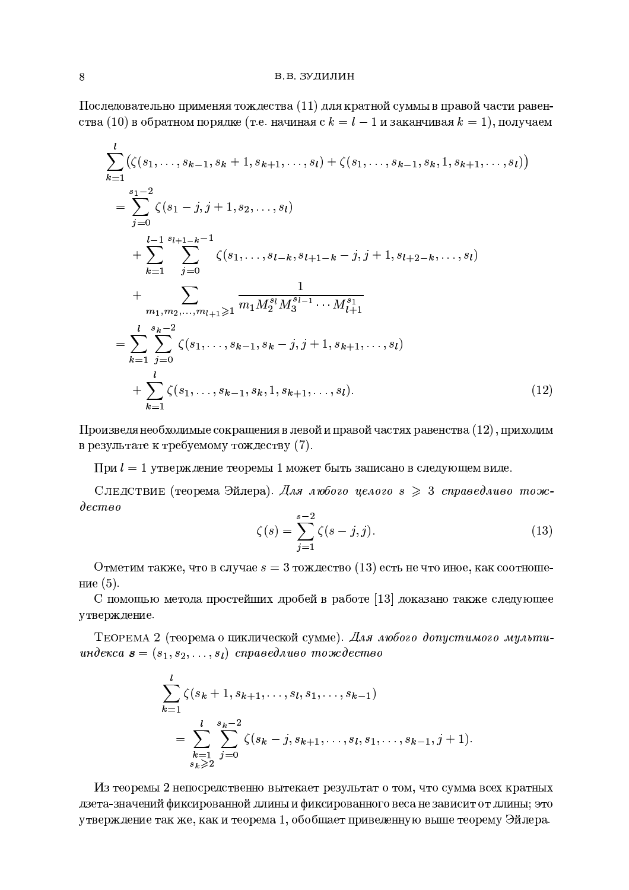Последовательно применяя тождества (11) для кратной суммы в правой части равенства (10) в обратном порядке (т.е. начиная с $k = l-1$ и заканчивая $k = 1$), получаем

$$
\begin{aligned}
\sum_{k=1}^{l} \bigl(\zeta(s_1, \dots, s_{k-1}, s_k + 1, s_{k+1}, \dots, s_l) + \zeta(s_1, \dots, s_{k-1}, s_k, 1, s_{k+1}, \dots, s_l)\bigr) \\
= \sum_{j=0}^{s_1-2} \zeta(s_1 - j, j+1, s_2, \dots, s_l) \\
+ \sum_{k=1}^{l-1} \sum_{j=0}^{s_{l+1-k}-1} \zeta(s_1, \dots, s_{l-k}, s_{l+1-k} - j, j+1, s_{l+2-k}, \dots, s_l) \\
+ \sum_{m_1, m_2, \dots, m_{l+1} \geqslant 1} \frac{1}{m_1 M_2^{s_l} M_3^{s_{l-1}} \cdots M_{l+1}^{s_1}} \\
= \sum_{k=1}^{l} \sum_{j=0}^{s_k-2} \zeta(s_1, \dots, s_{k-1}, s_k - j, j+1, s_{k+1}, \dots, s_l) \\
+ \sum_{k=1}^{l} \zeta(s_1, \dots, s_{k-1}, s_k, 1, s_{k+1}, \dots, s_l). \qquad (12)
\end{aligned}
$$

Произведя необходимые сокращения в левой и правой частях равенства (12), приходим в результате к требуемому тождеству (7).

При $l = 1$ утверждение теоремы 1 может быть записано в следующем виде.

Следствие (теорема Эйлера). *Для любого целого $s \geqslant 3$ справедливо тождество*

$$
\zeta(s) = \sum_{j=1}^{s-2} \zeta(s-j, j). \qquad (13)
$$

Отметим также, что в случае $s = 3$ тождество (13) есть не что иное, как соотношение (5).

С помощью метода простейших дробей в работе [13] доказано также следующее утверждение.

Теорема 2 (теорема о циклической сумме). *Для любого допустимого мультииндекса $\boldsymbol{s} = (s_1, s_2, \dots, s_l)$ справедливо тождество*

$$
\begin{aligned}
\sum_{k=1}^{l} \zeta(s_k + 1, s_{k+1}, \dots, s_l, s_1, \dots, s_{k-1}) \\
= \sum_{\substack{k=1 \\ s_k \geqslant 2}}^{l} \sum_{j=0}^{s_k-2} \zeta(s_k - j, s_{k+1}, \dots, s_l, s_1, \dots, s_{k-1}, j+1).
\end{aligned}
$$

Из теоремы 2 непосредственно вытекает результат о том, что сумма всех кратных дзета-значений фиксированной длины и фиксированного веса не зависит от длины; это утверждение так же, как и теорема 1, обобщает приведенную выше теорему Эйлера.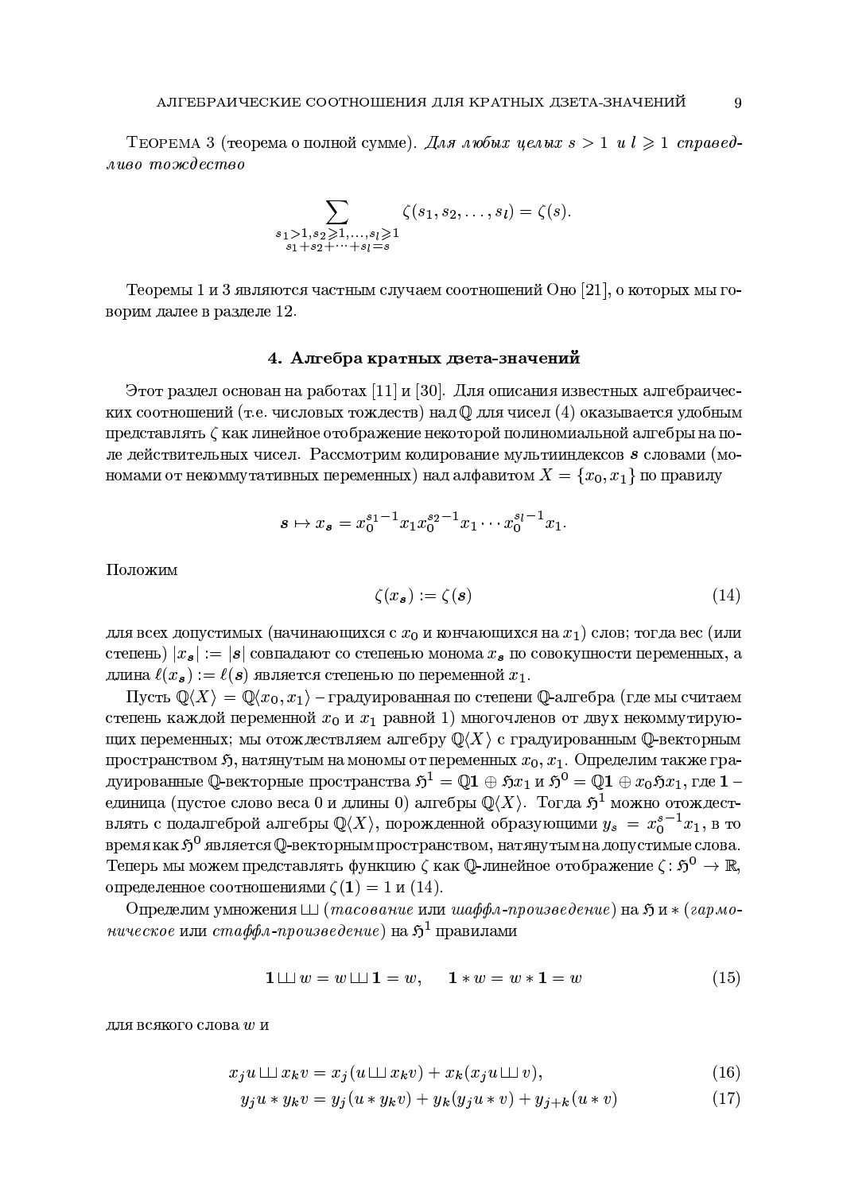Теорема 3 (теорема о полной сумме). *Для любых целых $s > 1$ и $l \geqslant 1$ справедливо тождество*

$$\sum_{\substack{s_1>1, s_2\geqslant 1, \dots, s_l\geqslant 1 \\ s_1+s_2+\dots+s_l=s}} \zeta(s_1, s_2, \dots, s_l) = \zeta(s).$$

Теоремы 1 и 3 являются частным случаем соотношений Оно [21], о которых мы говорим далее в разделе 12.

## 4. Алгебра кратных дзета-значений

Этот раздел основан на работах [11] и [30]. Для описания известных алгебраических соотношений (т.е. числовых тождеств) над $\mathbb{Q}$ для чисел (4) оказывается удобным представлять $\zeta$ как линейное отображение некоторой полиномиальной алгебры на поле действительных чисел. Рассмотрим кодирование мультииндексов $\boldsymbol{s}$ словами (мономами от некоммутативных переменных) над алфавитом $X = \{x_0, x_1\}$ по правилу

$$\boldsymbol{s} \mapsto x_{\boldsymbol{s}} = x_0^{s_1-1}x_1x_0^{s_2-1}x_1\cdots x_0^{s_l-1}x_1.$$

Положим

$$\zeta(x_{\boldsymbol{s}}) := \zeta(\boldsymbol{s}) \tag{14}$$

для всех допустимых (начинающихся с $x_0$ и кончающихся на $x_1$) слов; тогда вес (или степень) $|x_{\boldsymbol{s}}| := |\boldsymbol{s}|$ совпадают со степенью монома $x_{\boldsymbol{s}}$ по совокупности переменных, а длина $\ell(x_{\boldsymbol{s}}) := \ell(\boldsymbol{s})$ является степенью по переменной $x_1$.

Пусть $\mathbb{Q}\langle X\rangle = \mathbb{Q}\langle x_0, x_1\rangle$ – градуированная по степени $\mathbb{Q}$-алгебра (где мы считаем степень каждой переменной $x_0$ и $x_1$ равной 1) многочленов от двух некоммутирующих переменных; мы отождествляем алгебру $\mathbb{Q}\langle X\rangle$ с градуированным $\mathbb{Q}$-векторным пространством $\mathfrak{H}$, натянутым на мономы от переменных $x_0, x_1$. Определим также градуированные $\mathbb{Q}$-векторные пространства $\mathfrak{H}^1 = \mathbb{Q}\mathbf{1} \oplus \mathfrak{H}x_1$ и $\mathfrak{H}^0 = \mathbb{Q}\mathbf{1} \oplus x_0\mathfrak{H}x_1$, где $\mathbf{1}$ – единица (пустое слово веса 0 и длины 0) алгебры $\mathbb{Q}\langle X\rangle$. Тогда $\mathfrak{H}^1$ можно отождествлять с подалгеброй алгебры $\mathbb{Q}\langle X\rangle$, порожденной образующими $y_s = x_0^{s-1}x_1$, в то время как $\mathfrak{H}^0$ является $\mathbb{Q}$-векторным пространством, натянутым на допустимые слова. Теперь мы можем представлять функцию $\zeta$ как $\mathbb{Q}$-линейное отображение $\zeta\colon \mathfrak{H}^0 \to \mathbb{R}$, определенное соотношениями $\zeta(\mathbf{1}) = 1$ и (14).

Определим умножения $ш$ (*тасование* или *шаффл-произведение*) на $\mathfrak{H}$ и $*$ (*гармоническое* или *стаффл-произведение*) на $\mathfrak{H}^1$ правилами

$$\mathbf{1} ш w = w ш \mathbf{1} = w, \qquad \mathbf{1} * w = w * \mathbf{1} = w \tag{15}$$

для всякого слова $w$ и

$$x_ju ш x_kv = x_j(u ш x_kv) + x_k(x_ju ш v), \tag{16}$$

$$y_ju * y_kv = y_j(u * y_kv) + y_k(y_ju * v) + y_{j+k}(u * v) \tag{17}$$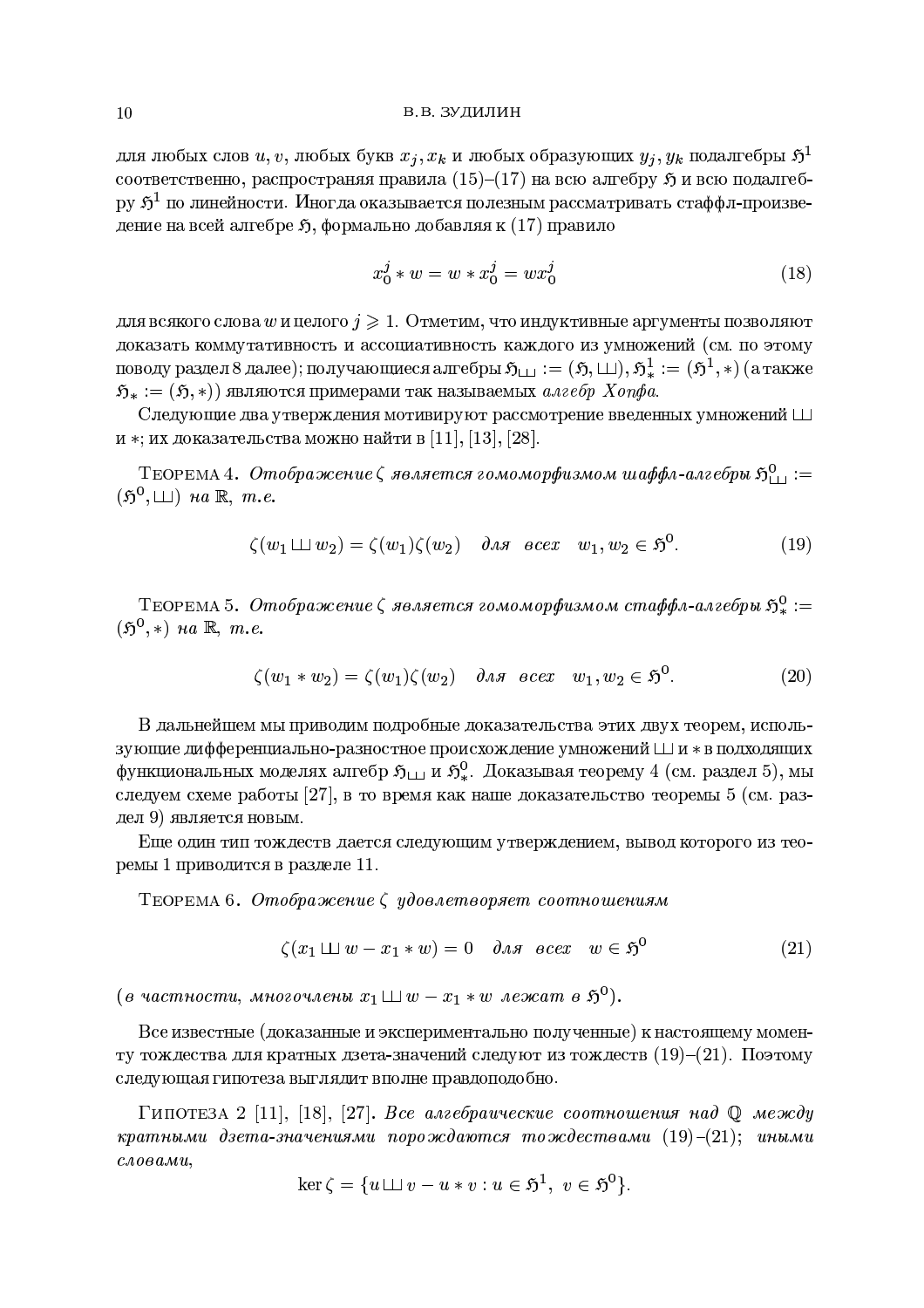для любых слов $u, v$, любых букв $x_j, x_k$ и любых образующих $y_j, y_k$ подалгебры $\mathfrak{H}^1$ соответственно, распространяя правила (15)–(17) на всю алгебру $\mathfrak{H}$ и всю подалгебру $\mathfrak{H}^1$ по линейности. Иногда оказывается полезным рассматривать стаффл-произведение на всей алгебре $\mathfrak{H}$, формально добавляя к (17) правило

$$x_0^j * w = w * x_0^j = wx_0^j \tag{18}$$

для всякого слова $w$ и целого $j \geqslant 1$. Отметим, что индуктивные аргументы позволяют доказать коммутативность и ассоциативность каждого из умножений (см. по этому поводу раздел 8 далее); получающиеся алгебры $\mathfrak{H}_{ш} := (\mathfrak{H}, ш)$, $\mathfrak{H}_*^1 := (\mathfrak{H}^1, *)$ (а также $\mathfrak{H}_* := (\mathfrak{H}, *)$) являются примерами так называемых *алгебр Хопфа*.

Следующие два утверждения мотивируют рассмотрение введенных умножений ш и $*$; их доказательства можно найти в [11], [13], [28].

Теорема 4. *Отображение $\zeta$ является гомоморфизмом шаффл-алгебры $\mathfrak{H}_{ш}^0 := (\mathfrak{H}^0, ш)$ на $\mathbb{R}$, т.е.*

$$\zeta(w_1 ш w_2) = \zeta(w_1)\zeta(w_2) \quad \text{для всех} \quad w_1, w_2 \in \mathfrak{H}^0. \tag{19}$$

Теорема 5. *Отображение $\zeta$ является гомоморфизмом стаффл-алгебры $\mathfrak{H}_*^0 := (\mathfrak{H}^0, *)$ на $\mathbb{R}$, т.е.*

$$\zeta(w_1 * w_2) = \zeta(w_1)\zeta(w_2) \quad \text{для всех} \quad w_1, w_2 \in \mathfrak{H}^0. \tag{20}$$

В дальнейшем мы приводим подробные доказательства этих двух теорем, использующие дифференциально-разностное происхождение умножений ш и $*$ в подходящих функциональных моделях алгебр $\mathfrak{H}_{ш}$ и $\mathfrak{H}_*^0$. Доказывая теорему 4 (см. раздел 5), мы следуем схеме работы [27], в то время как наше доказательство теоремы 5 (см. раздел 9) является новым.

Еще один тип тождеств дается следующим утверждением, вывод которого из теоремы 1 приводится в разделе 11.

Теорема 6. *Отображение $\zeta$ удовлетворяет соотношениям*

$$\zeta(x_1 ш w - x_1 * w) = 0 \quad \text{для всех} \quad w \in \mathfrak{H}^0 \tag{21}$$

(*в частности, многочлены $x_1 ш w - x_1 * w$ лежат в $\mathfrak{H}^0$*).

Все известные (доказанные и экспериментально полученные) к настоящему моменту тождества для кратных дзета-значений следуют из тождеств (19)–(21). Поэтому следующая гипотеза выглядит вполне правдоподобно.

Гипотеза 2 [11], [18], [27]. *Все алгебраические соотношения над $\mathbb{Q}$ между кратными дзета-значениями порождаются тождествами (19)–(21); иными словами,*

$$\ker \zeta = \{u ш v - u * v : u \in \mathfrak{H}^1, \ v \in \mathfrak{H}^0\}.$$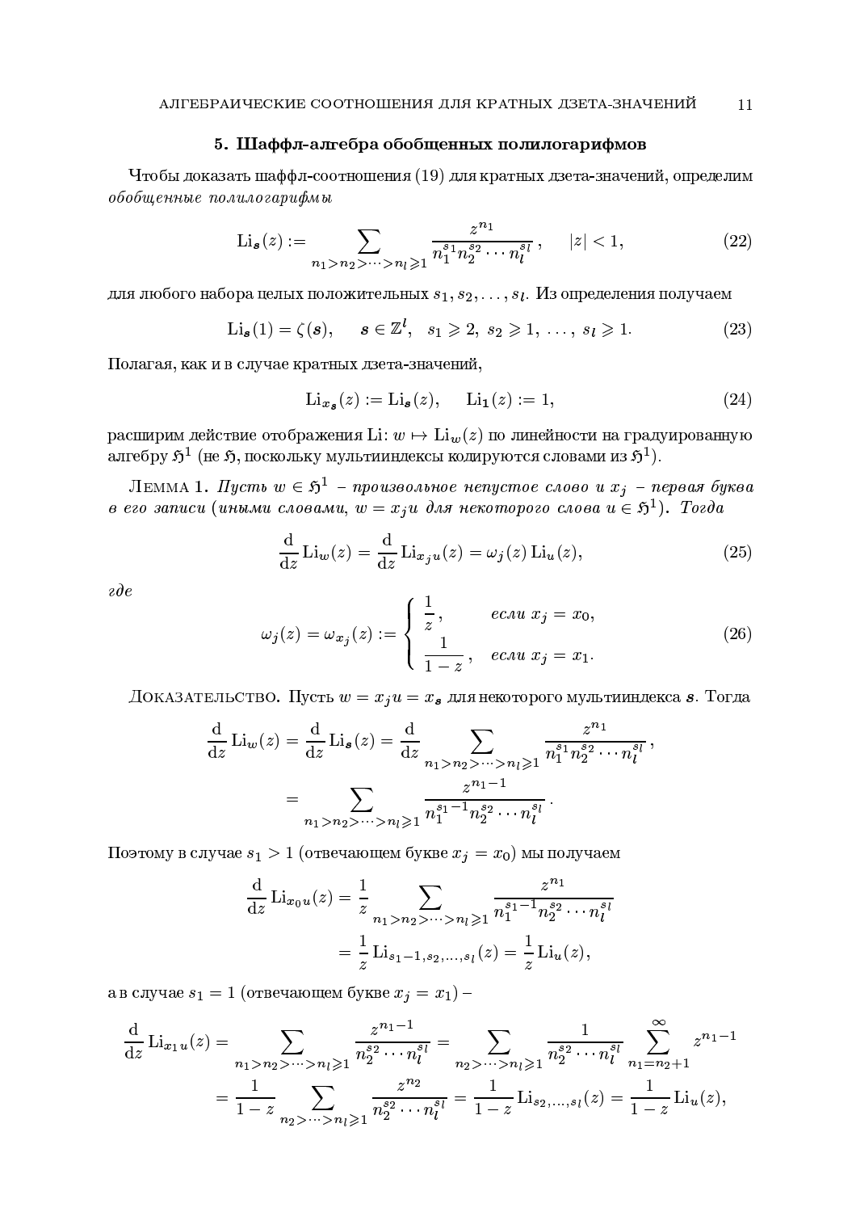## 5. Шаффл-алгебра обобщенных полилогарифмов

Чтобы доказать шаффл-соотношения (19) для кратных дзета-значений, определим *обобщенные полилогарифмы*

$$
\mathrm{Li}_{\boldsymbol{s}}(z) := \sum_{n_1 > n_2 > \cdots > n_l \geqslant 1} \frac{z^{n_1}}{n_1^{s_1} n_2^{s_2} \cdots n_l^{s_l}}, \qquad |z| < 1, \tag{22}
$$

для любого набора целых положительных $s_1, s_2, \ldots, s_l$. Из определения получаем

$$
\mathrm{Li}_{\boldsymbol{s}}(1) = \zeta(\boldsymbol{s}), \qquad \boldsymbol{s} \in \mathbb{Z}^l, \quad s_1 \geqslant 2, \ s_2 \geqslant 1, \ \ldots, \ s_l \geqslant 1. \tag{23}
$$

Полагая, как и в случае кратных дзета-значений,

$$
\mathrm{Li}_{x_{\boldsymbol{s}}}(z) := \mathrm{Li}_{\boldsymbol{s}}(z), \qquad \mathrm{Li}_{\mathbf{1}}(z) := 1, \tag{24}
$$

расширим действие отображения $\mathrm{Li}\colon w \mapsto \mathrm{Li}_w(z)$ по линейности на градуированную алгебру $\mathfrak{H}^1$ (не $\mathfrak{H}$, поскольку мультииндексы кодируются словами из $\mathfrak{H}^1$).

Лемма 1. *Пусть $w \in \mathfrak{H}^1$ – произвольное непустое слово и $x_j$ – первая буква в его записи (иными словами, $w = x_j u$ для некоторого слова $u \in \mathfrak{H}^1$). Тогда*

$$
\frac{\mathrm{d}}{\mathrm{d}z} \mathrm{Li}_w(z) = \frac{\mathrm{d}}{\mathrm{d}z} \mathrm{Li}_{x_j u}(z) = \omega_j(z) \, \mathrm{Li}_u(z), \tag{25}
$$

*где*

$$
\omega_j(z) = \omega_{x_j}(z) := \begin{cases} \dfrac{1}{z}, & \text{если } x_j = x_0, \\[2ex] \dfrac{1}{1-z}, & \text{если } x_j = x_1. \end{cases} \tag{26}
$$

Доказательство. Пусть $w = x_j u = x_{\boldsymbol{s}}$ для некоторого мультииндекса $\boldsymbol{s}$. Тогда

$$
\begin{aligned}
\frac{\mathrm{d}}{\mathrm{d}z} \mathrm{Li}_w(z) = \frac{\mathrm{d}}{\mathrm{d}z} \mathrm{Li}_{\boldsymbol{s}}(z) &= \frac{\mathrm{d}}{\mathrm{d}z} \sum_{n_1 > n_2 > \cdots > n_l \geqslant 1} \frac{z^{n_1}}{n_1^{s_1} n_2^{s_2} \cdots n_l^{s_l}}, \\
&= \sum_{n_1 > n_2 > \cdots > n_l \geqslant 1} \frac{z^{n_1 - 1}}{n_1^{s_1 - 1} n_2^{s_2} \cdots n_l^{s_l}}.
\end{aligned}
$$

Поэтому в случае $s_1 > 1$ (отвечающем букве $x_j = x_0$) мы получаем

$$
\begin{aligned}
\frac{\mathrm{d}}{\mathrm{d}z} \mathrm{Li}_{x_0 u}(z) &= \frac{1}{z} \sum_{n_1 > n_2 > \cdots > n_l \geqslant 1} \frac{z^{n_1}}{n_1^{s_1 - 1} n_2^{s_2} \cdots n_l^{s_l}} \\
&= \frac{1}{z} \mathrm{Li}_{s_1 - 1, s_2, \ldots, s_l}(z) = \frac{1}{z} \mathrm{Li}_u(z),
\end{aligned}
$$

а в случае $s_1 = 1$ (отвечающем букве $x_j = x_1$) –

$$
\begin{aligned}
\frac{\mathrm{d}}{\mathrm{d}z} \mathrm{Li}_{x_1 u}(z) &= \sum_{n_1 > n_2 > \cdots > n_l \geqslant 1} \frac{z^{n_1 - 1}}{n_2^{s_2} \cdots n_l^{s_l}} = \sum_{n_2 > \cdots > n_l \geqslant 1} \frac{1}{n_2^{s_2} \cdots n_l^{s_l}} \sum_{n_1 = n_2 + 1}^{\infty} z^{n_1 - 1} \\
&= \frac{1}{1-z} \sum_{n_2 > \cdots > n_l \geqslant 1} \frac{z^{n_2}}{n_2^{s_2} \cdots n_l^{s_l}} = \frac{1}{1-z} \mathrm{Li}_{s_2, \ldots, s_l}(z) = \frac{1}{1-z} \mathrm{Li}_u(z),
\end{aligned}
$$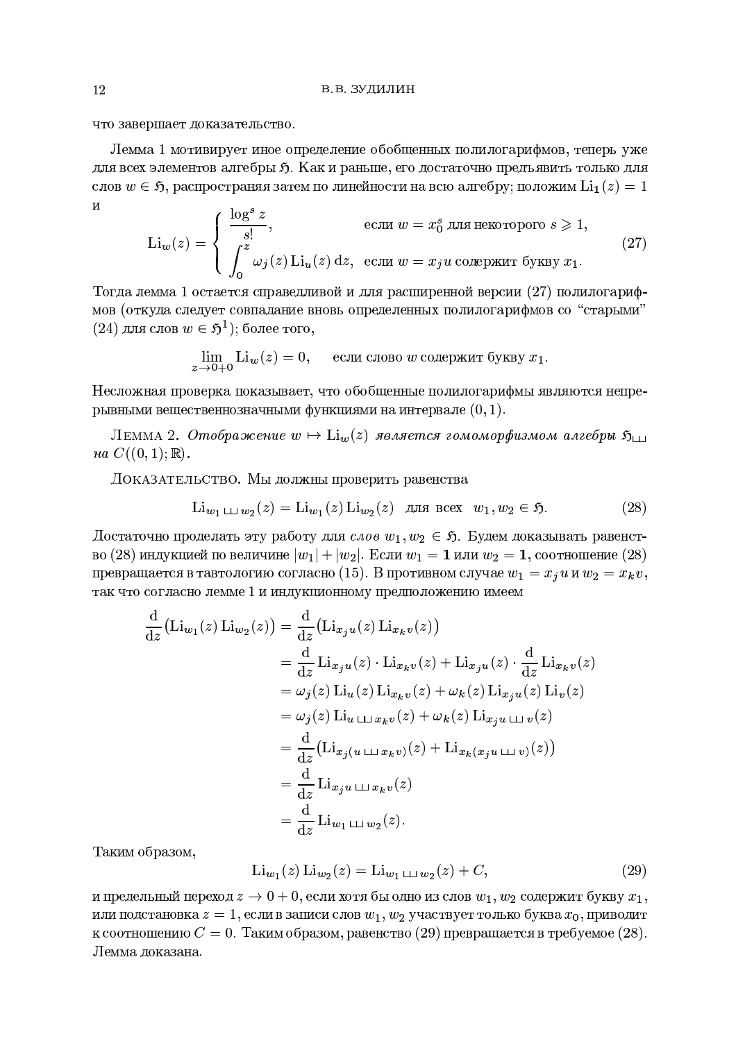что завершает доказательство.

Лемма 1 мотивирует иное определение обобщенных полилогарифмов, теперь уже для всех элементов алгебры $\mathfrak{H}$. Как и раньше, его достаточно предъявить только для слов $w \in \mathfrak{H}$, распространяя затем по линейности на всю алгебру; положим $\mathrm{Li}_{\mathbf{1}}(z) = 1$ и

$$
\mathrm{Li}_w(z) = \begin{cases} \dfrac{\log^s z}{s!}, & \text{если } w = x_0^s \text{ для некоторого } s \geqslant 1, \\[2mm] \displaystyle\int_0^z \omega_j(z)\,\mathrm{Li}_u(z)\,\mathrm{d}z, & \text{если } w = x_j u \text{ содержит букву } x_1. \end{cases} \tag{27}
$$

Тогда лемма 1 остается справедливой и для расширенной версии (27) полилогарифмов (откуда следует совпадение вновь определенных полилогарифмов со "старыми" (24) для слов $w \in \mathfrak{H}^1$); более того,

$$
\lim_{z \to 0+0} \mathrm{Li}_w(z) = 0, \qquad \text{если слово } w \text{ содержит букву } x_1.
$$

Несложная проверка показывает, что обобщенные полилогарифмы являются непрерывными вещественнозначными функциями на интервале $(0,1)$.

Лемма 2. *Отображение $w \mapsto \mathrm{Li}_w(z)$ является гомоморфизмом алгебры $\mathfrak{H}_{\sqcup\!\sqcup}$ на $C((0,1);\mathbb{R})$.*

Доказательство. Мы должны проверить равенства

$$
\mathrm{Li}_{w_1 \sqcup\!\sqcup\, w_2}(z) = \mathrm{Li}_{w_1}(z)\,\mathrm{Li}_{w_2}(z) \quad \text{для всех} \quad w_1, w_2 \in \mathfrak{H}. \tag{28}
$$

Достаточно проделать эту работу для *слов* $w_1, w_2 \in \mathfrak{H}$. Будем доказывать равенство (28) индукцией по величине $|w_1| + |w_2|$. Если $w_1 = \mathbf{1}$ или $w_2 = \mathbf{1}$, соотношение (28) превращается в тавтологию согласно (15). В противном случае $w_1 = x_j u$ и $w_2 = x_k v$, так что согласно лемме 1 и индукционному предположению имеем

$$
\begin{aligned}
\frac{\mathrm{d}}{\mathrm{d}z}\big(\mathrm{Li}_{w_1}(z)\,\mathrm{Li}_{w_2}(z)\big) &= \frac{\mathrm{d}}{\mathrm{d}z}\big(\mathrm{Li}_{x_j u}(z)\,\mathrm{Li}_{x_k v}(z)\big) \\
&= \frac{\mathrm{d}}{\mathrm{d}z}\mathrm{Li}_{x_j u}(z)\cdot \mathrm{Li}_{x_k v}(z) + \mathrm{Li}_{x_j u}(z)\cdot \frac{\mathrm{d}}{\mathrm{d}z}\mathrm{Li}_{x_k v}(z) \\
&= \omega_j(z)\,\mathrm{Li}_u(z)\,\mathrm{Li}_{x_k v}(z) + \omega_k(z)\,\mathrm{Li}_{x_j u}(z)\,\mathrm{Li}_v(z) \\
&= \omega_j(z)\,\mathrm{Li}_{u \sqcup\!\sqcup\, x_k v}(z) + \omega_k(z)\,\mathrm{Li}_{x_j u \sqcup\!\sqcup\, v}(z) \\
&= \frac{\mathrm{d}}{\mathrm{d}z}\big(\mathrm{Li}_{x_j(u \sqcup\!\sqcup\, x_k v)}(z) + \mathrm{Li}_{x_k(x_j u \sqcup\!\sqcup\, v)}(z)\big) \\
&= \frac{\mathrm{d}}{\mathrm{d}z}\mathrm{Li}_{x_j u \sqcup\!\sqcup\, x_k v}(z) \\
&= \frac{\mathrm{d}}{\mathrm{d}z}\mathrm{Li}_{w_1 \sqcup\!\sqcup\, w_2}(z).
\end{aligned}
$$

Таким образом,

$$
\mathrm{Li}_{w_1}(z)\,\mathrm{Li}_{w_2}(z) = \mathrm{Li}_{w_1 \sqcup\!\sqcup\, w_2}(z) + C, \tag{29}
$$

и предельный переход $z \to 0+0$, если хотя бы одно из слов $w_1, w_2$ содержит букву $x_1$, или подстановка $z = 1$, если в записи слов $w_1, w_2$ участвует только буква $x_0$, приводит к соотношению $C = 0$. Таким образом, равенство (29) превращается в требуемое (28). Лемма доказана.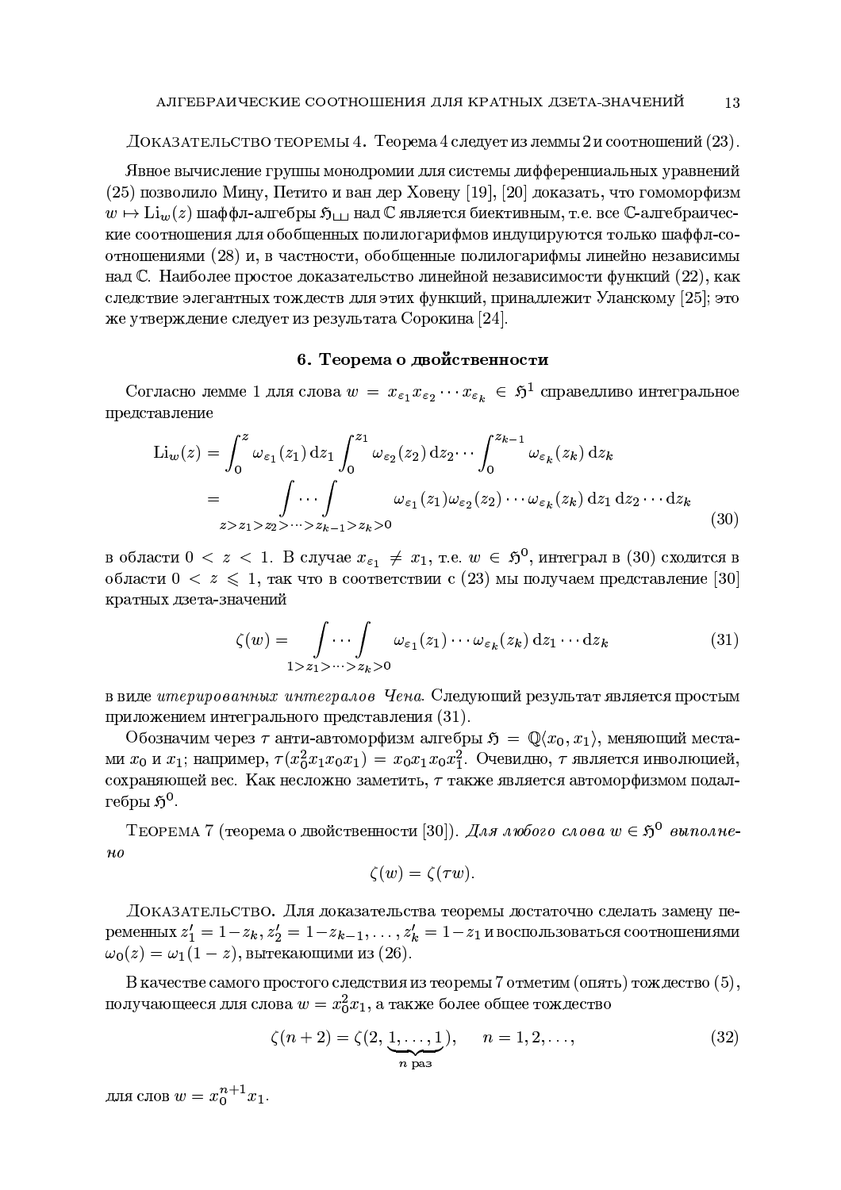Доказательство теоремы 4. Теорема 4 следует из леммы 2 и соотношений (23).

Явное вычисление группы монодромии для системы дифференциальных уравнений (25) позволило Мину, Петито и ван дер Ховену [19], [20] доказать, что гомоморфизм $w \mapsto \mathrm{Li}_w(z)$ шаффл-алгебры $\mathfrak{H}_{\sqcup\!\sqcup}$ над $\mathbb{C}$ является биективным, т.е. все $\mathbb{C}$-алгебраические соотношения для обобщенных полилогарифмов индуцируются только шаффл-соотношениями (28) и, в частности, обобщенные полилогарифмы линейно независимы над $\mathbb{C}$. Наиболее простое доказательство линейной независимости функций (22), как следствие элегантных тождеств для этих функций, принадлежит Уланскому [25]; это же утверждение следует из результата Сорокина [24].

## 6. Теорема о двойственности

Согласно лемме 1 для слова $w = x_{\varepsilon_1} x_{\varepsilon_2} \cdots x_{\varepsilon_k} \in \mathfrak{H}^1$ справедливо интегральное представление

$$
\begin{aligned}
\mathrm{Li}_w(z) &= \int_0^z \omega_{\varepsilon_1}(z_1)\,\mathrm{d}z_1 \int_0^{z_1} \omega_{\varepsilon_2}(z_2)\,\mathrm{d}z_2 \cdots \int_0^{z_{k-1}} \omega_{\varepsilon_k}(z_k)\,\mathrm{d}z_k \\
&= \underset{z>z_1>z_2>\cdots>z_{k-1}>z_k>0}{\int\cdots\int} \omega_{\varepsilon_1}(z_1)\omega_{\varepsilon_2}(z_2)\cdots\omega_{\varepsilon_k}(z_k)\,\mathrm{d}z_1\,\mathrm{d}z_2\cdots\mathrm{d}z_k
\end{aligned}
\tag{30}
$$

в области $0 < z < 1$. В случае $x_{\varepsilon_1} \neq x_1$, т.е. $w \in \mathfrak{H}^0$, интеграл в (30) сходится в области $0 < z \leqslant 1$, так что в соответствии с (23) мы получаем представление [30] кратных дзета-значений

$$
\zeta(w) = \underset{1>z_1>\cdots>z_k>0}{\int\cdots\int} \omega_{\varepsilon_1}(z_1)\cdots\omega_{\varepsilon_k}(z_k)\,\mathrm{d}z_1\cdots\mathrm{d}z_k \tag{31}
$$

в виде *итерированных интегралов Чена*. Следующий результат является простым приложением интегрального представления (31).

Обозначим через $\tau$ анти-автоморфизм алгебры $\mathfrak{H} = \mathbb{Q}\langle x_0, x_1\rangle$, меняющий местами $x_0$ и $x_1$; например, $\tau(x_0^2 x_1 x_0 x_1) = x_0 x_1 x_0 x_1^2$. Очевидно, $\tau$ является инволюцией, сохраняющей вес. Как несложно заметить, $\tau$ также является автоморфизмом подалгебры $\mathfrak{H}^0$.

Теорема 7 (теорема о двойственности [30]). *Для любого слова $w \in \mathfrak{H}^0$ выполнено*

$$
\zeta(w) = \zeta(\tau w).
$$

Доказательство. Для доказательства теоремы достаточно сделать замену переменных $z_1' = 1 - z_k, z_2' = 1 - z_{k-1}, \ldots, z_k' = 1 - z_1$ и воспользоваться соотношениями $\omega_0(z) = \omega_1(1-z)$, вытекающими из (26).

В качестве самого простого следствия из теоремы 7 отметим (опять) тождество (5), получающееся для слова $w = x_0^2 x_1$, а также более общее тождество

$$
\zeta(n+2) = \zeta(2, \underbrace{1, \ldots, 1}_{n \text{ раз}}), \qquad n = 1, 2, \ldots, \tag{32}
$$

для слов $w = x_0^{n+1} x_1$.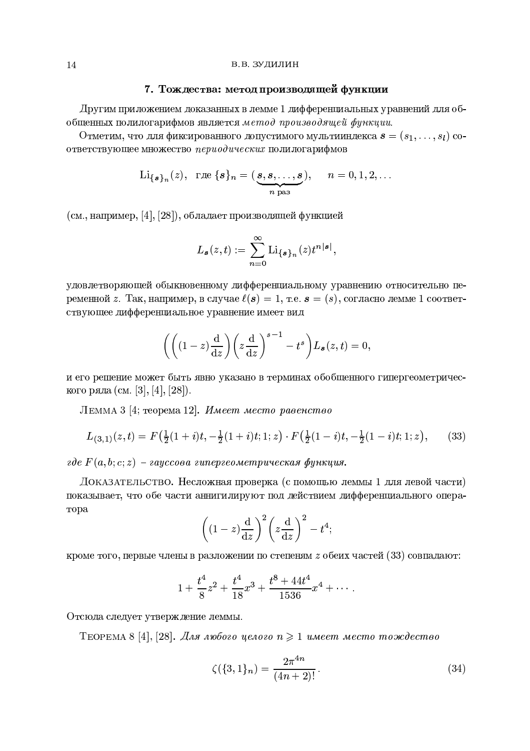## 7. Тождества: метод производящей функции

Другим приложением доказанных в лемме 1 дифференциальных уравнений для обобщенных полилогарифмов является *метод производящей функции*.

Отметим, что для фиксированного допустимого мультииндекса $\boldsymbol{s} = (s_1, \dots, s_l)$ соответствующее множество *периодических* полилогарифмов

$$\mathrm{Li}_{\{\boldsymbol{s}\}_n}(z), \quad \text{где } \{\boldsymbol{s}\}_n = (\underbrace{\boldsymbol{s}, \boldsymbol{s}, \dots, \boldsymbol{s}}_{n \text{ раз}}), \qquad n = 0, 1, 2, \dots$$

(см., например, [4], [28]), обладает производящей функцией

$$L_{\boldsymbol{s}}(z,t) := \sum_{n=0}^{\infty} \mathrm{Li}_{\{\boldsymbol{s}\}_n}(z) t^{n|\boldsymbol{s}|},$$

удовлетворяющей обыкновенному дифференциальному уравнению относительно переменной $z$. Так, например, в случае $\ell(\boldsymbol{s}) = 1$, т.е. $\boldsymbol{s} = (s)$, согласно лемме 1 соответствующее дифференциальное уравнение имеет вид

$$\left( \left( (1-z)\frac{\mathrm{d}}{\mathrm{d}z} \right) \left( z\frac{\mathrm{d}}{\mathrm{d}z} \right)^{s-1} - t^s \right) L_{\boldsymbol{s}}(z,t) = 0,$$

и его решение может быть явно указано в терминах обобщенного гипергеометрического ряда (см. [3], [4], [28]).

Лемма 3 [4; теорема 12]. *Имеет место равенство*

$$L_{(3,1)}(z,t) = F\left(\tfrac{1}{2}(1+i)t, -\tfrac{1}{2}(1+i)t; 1; z\right) \cdot F\left(\tfrac{1}{2}(1-i)t, -\tfrac{1}{2}(1-i)t; 1; z\right), \tag{33}$$

*где $F(a,b;c;z)$ – гауссова гипергеометрическая функция.*

Доказательство. Несложная проверка (с помощью леммы 1 для левой части) показывает, что обе части аннигилируют под действием дифференциального оператора

$$\left( (1-z)\frac{\mathrm{d}}{\mathrm{d}z} \right)^2 \left( z\frac{\mathrm{d}}{\mathrm{d}z} \right)^2 - t^4;$$

кроме того, первые члены в разложении по степеням $z$ обеих частей (33) совпадают:

$$1 + \frac{t^4}{8}z^2 + \frac{t^4}{18}x^3 + \frac{t^8 + 44t^4}{1536}x^4 + \cdots.$$

Отсюда следует утверждение леммы.

Теорема 8 [4], [28]. *Для любого целого $n \geqslant 1$ имеет место тождество*

$$\zeta(\{3,1\}_n) = \frac{2\pi^{4n}}{(4n+2)!}. \tag{34}$$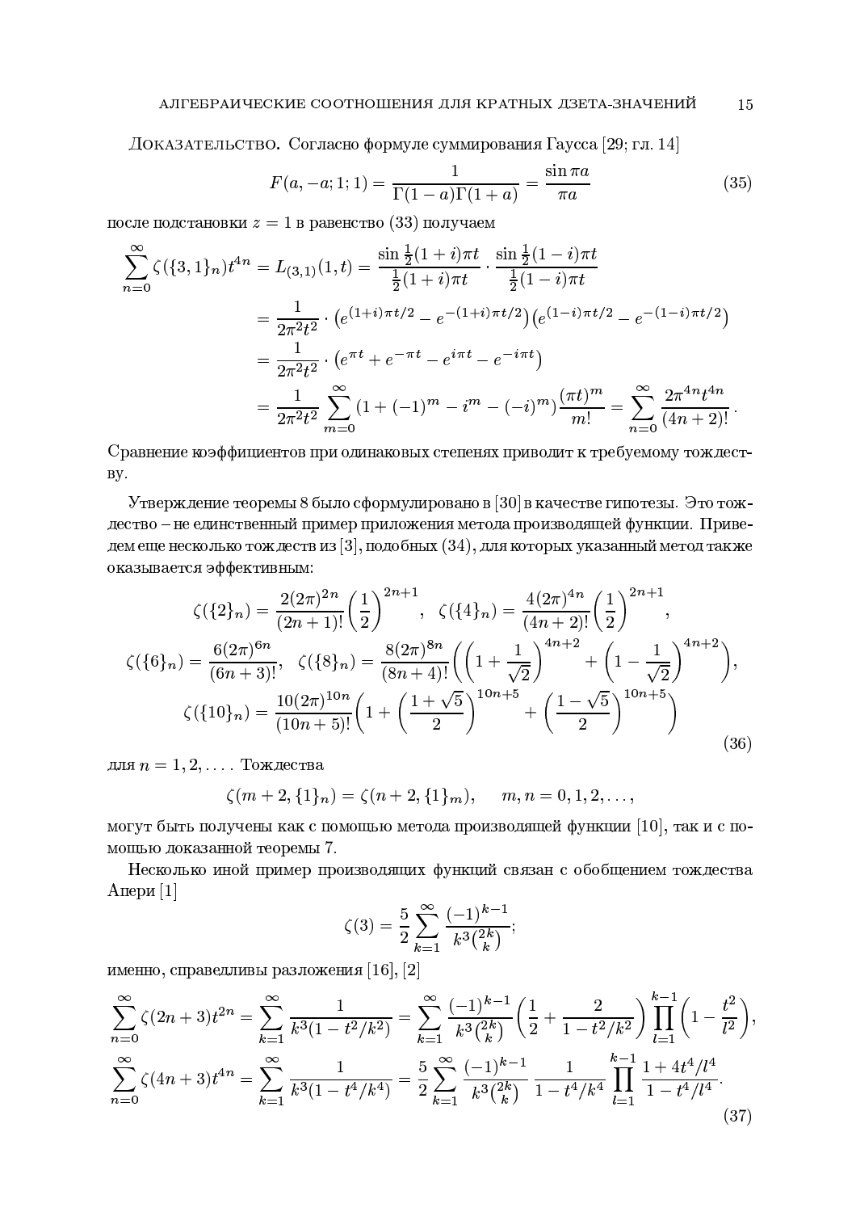Доказательство. Согласно формуле суммирования Гаусса [29; гл. 14]

$$F(a, -a; 1; 1) = \frac{1}{\Gamma(1-a)\Gamma(1+a)} = \frac{\sin \pi a}{\pi a} \tag{35}$$

после подстановки $z = 1$ в равенство (33) получаем

$$\begin{aligned}
\sum_{n=0}^{\infty} \zeta(\{3,1\}_n) t^{4n} = L_{(3,1)}(1,t) &= \frac{\sin \frac{1}{2}(1+i)\pi t}{\frac{1}{2}(1+i)\pi t} \cdot \frac{\sin \frac{1}{2}(1-i)\pi t}{\frac{1}{2}(1-i)\pi t} \\
&= \frac{1}{2\pi^2 t^2} \cdot \left(e^{(1+i)\pi t/2} - e^{-(1+i)\pi t/2}\right)\left(e^{(1-i)\pi t/2} - e^{-(1-i)\pi t/2}\right) \\
&= \frac{1}{2\pi^2 t^2} \cdot \left(e^{\pi t} + e^{-\pi t} - e^{i\pi t} - e^{-i\pi t}\right) \\
&= \frac{1}{2\pi^2 t^2} \sum_{m=0}^{\infty} (1 + (-1)^m - i^m - (-i)^m) \frac{(\pi t)^m}{m!} = \sum_{n=0}^{\infty} \frac{2\pi^{4n} t^{4n}}{(4n+2)!}.
\end{aligned}$$

Сравнение коэффициентов при одинаковых степенях приводит к требуемому тождеству.

Утверждение теоремы 8 было сформулировано в [30] в качестве гипотезы. Это тождество – не единственный пример приложения метода производящей функции. Приведем еще несколько тождеств из [3], подобных (34), для которых указанный метод также оказывается эффективным:

$$\begin{gathered}
\zeta(\{2\}_n) = \frac{2(2\pi)^{2n}}{(2n+1)!}\left(\frac{1}{2}\right)^{2n+1}, \quad \zeta(\{4\}_n) = \frac{4(2\pi)^{4n}}{(4n+2)!}\left(\frac{1}{2}\right)^{2n+1}, \\
\zeta(\{6\}_n) = \frac{6(2\pi)^{6n}}{(6n+3)!}, \quad \zeta(\{8\}_n) = \frac{8(2\pi)^{8n}}{(8n+4)!}\left(\left(1 + \frac{1}{\sqrt{2}}\right)^{4n+2} + \left(1 - \frac{1}{\sqrt{2}}\right)^{4n+2}\right), \\
\zeta(\{10\}_n) = \frac{10(2\pi)^{10n}}{(10n+5)!}\left(1 + \left(\frac{1+\sqrt{5}}{2}\right)^{10n+5} + \left(\frac{1-\sqrt{5}}{2}\right)^{10n+5}\right)
\end{gathered} \tag{36}$$

для $n = 1, 2, \ldots$. Тождества

$$\zeta(m+2, \{1\}_n) = \zeta(n+2, \{1\}_m), \qquad m, n = 0, 1, 2, \ldots,$$

могут быть получены как с помощью метода производящей функции [10], так и с помощью доказанной теоремы 7.

Несколько иной пример производящих функций связан с обобщением тождества Апери [1]

$$\zeta(3) = \frac{5}{2} \sum_{k=1}^{\infty} \frac{(-1)^{k-1}}{k^3 \binom{2k}{k}};$$

именно, справедливы разложения [16], [2]

$$\begin{aligned}
\sum_{n=0}^{\infty} \zeta(2n+3) t^{2n} &= \sum_{k=1}^{\infty} \frac{1}{k^3(1 - t^2/k^2)} = \sum_{k=1}^{\infty} \frac{(-1)^{k-1}}{k^3 \binom{2k}{k}} \left(\frac{1}{2} + \frac{2}{1 - t^2/k^2}\right) \prod_{l=1}^{k-1} \left(1 - \frac{t^2}{l^2}\right), \\
\sum_{n=0}^{\infty} \zeta(4n+3) t^{4n} &= \sum_{k=1}^{\infty} \frac{1}{k^3(1 - t^4/k^4)} = \frac{5}{2} \sum_{k=1}^{\infty} \frac{(-1)^{k-1}}{k^3 \binom{2k}{k}} \frac{1}{1 - t^4/k^4} \prod_{l=1}^{k-1} \frac{1 + 4t^4/l^4}{1 - t^4/l^4}.
\end{aligned} \tag{37}$$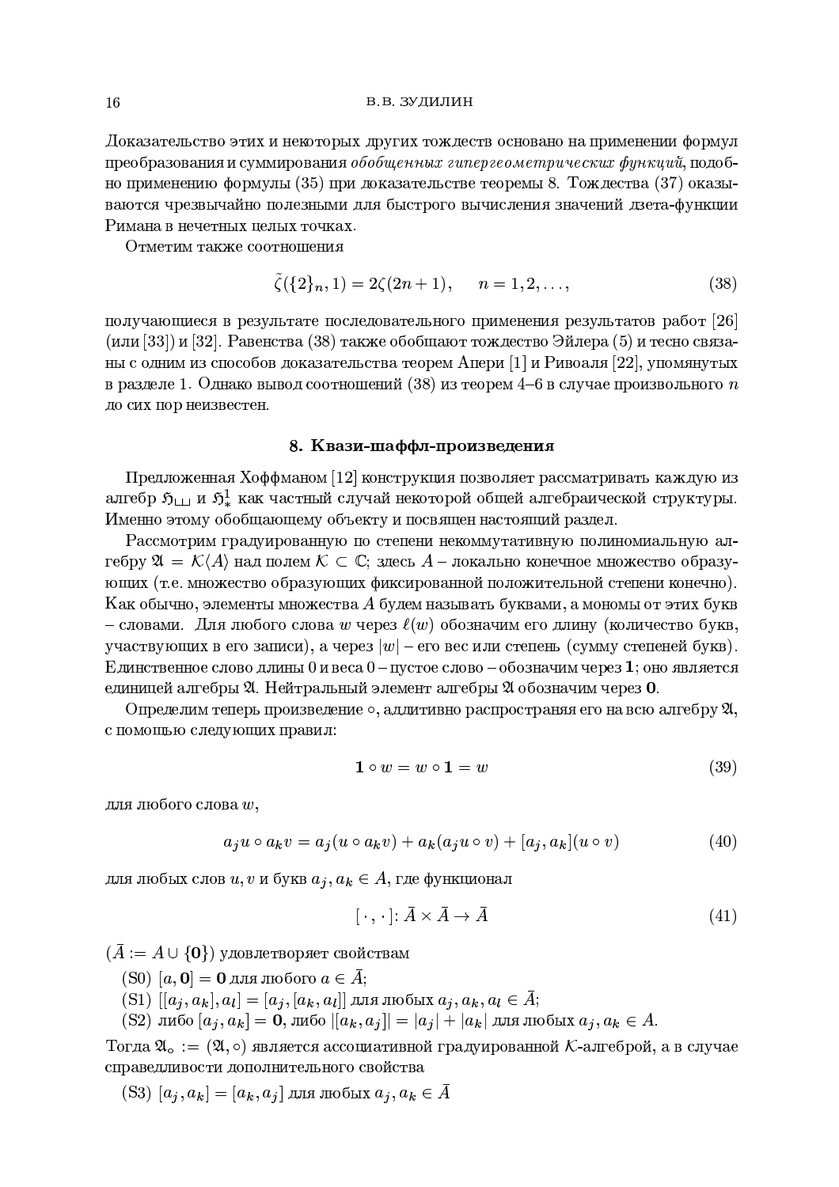Доказательство этих и некоторых других тождеств основано на применении формул преобразования и суммирования *обобщенных гипергеометрических функций*, подобно применению формулы (35) при доказательстве теоремы 8. Тождества (37) оказываются чрезвычайно полезными для быстрого вычисления значений дзета-функции Римана в нечетных целых точках.

Отметим также соотношения

$$\tilde{\zeta}(\{2\}_n, 1) = 2\zeta(2n+1), \qquad n = 1, 2, \ldots, \tag{38}$$

получающиеся в результате последовательного применения результатов работ [26] (или [33]) и [32]. Равенства (38) также обобщают тождество Эйлера (5) и тесно связаны с одним из способов доказательства теорем Апери [1] и Ривоаля [22], упомянутых в разделе 1. Однако вывод соотношений (38) из теорем 4–6 в случае произвольного $n$ до сих пор неизвестен.

## 8. Квази-шаффл-произведения

Предложенная Хоффманом [12] конструкция позволяет рассматривать каждую из алгебр $\mathfrak{H}_{\sqcup\sqcup}$ и $\mathfrak{H}_*^1$ как частный случай некоторой общей алгебраической структуры. Именно этому обобщающему объекту и посвящен настоящий раздел.

Рассмотрим градуированную по степени некоммутативную полиномиальную алгебру $\mathfrak{A} = \mathcal{K}\langle A\rangle$ над полем $\mathcal{K} \subset \mathbb{C}$; здесь $A$ – локально конечное множество образующих (т.е. множество образующих фиксированной положительной степени конечно). Как обычно, элементы множества $A$ будем называть буквами, а мономы от этих букв – словами. Для любого слова $w$ через $\ell(w)$ обозначим его длину (количество букв, участвующих в его записи), а через $|w|$ – его вес или степень (сумму степеней букв). Единственное слово длины 0 и веса 0 – пустое слово – обозначим через $\mathbf{1}$; оно является единицей алгебры $\mathfrak{A}$. Нейтральный элемент алгебры $\mathfrak{A}$ обозначим через $\mathbf{0}$.

Определим теперь произведение $\circ$, аддитивно распространяя его на всю алгебру $\mathfrak{A}$, с помощью следующих правил:

$$\mathbf{1} \circ w = w \circ \mathbf{1} = w \tag{39}$$

для любого слова $w$,

$$a_j u \circ a_k v = a_j(u \circ a_k v) + a_k(a_j u \circ v) + [a_j, a_k](u \circ v) \tag{40}$$

для любых слов $u, v$ и букв $a_j, a_k \in A$, где функционал

$$[\,\cdot\,,\cdot\,]\colon \bar{A} \times \bar{A} \to \bar{A} \tag{41}$$

($\bar{A} := A \cup \{\mathbf{0}\}$) удовлетворяет свойствам

(S0) $[a, \mathbf{0}] = \mathbf{0}$ для любого $a \in \bar{A}$;

(S1) $[[a_j, a_k], a_l] = [a_j, [a_k, a_l]]$ для любых $a_j, a_k, a_l \in \bar{A}$;

(S2) либо $[a_j, a_k] = \mathbf{0}$, либо $|[a_k, a_j]| = |a_j| + |a_k|$ для любых $a_j, a_k \in A$.

Тогда $\mathfrak{A}_\circ := (\mathfrak{A}, \circ)$ является ассоциативной градуированной $\mathcal{K}$-алгеброй, а в случае справедливости дополнительного свойства

(S3) $[a_j, a_k] = [a_k, a_j]$ для любых $a_j, a_k \in \bar{A}$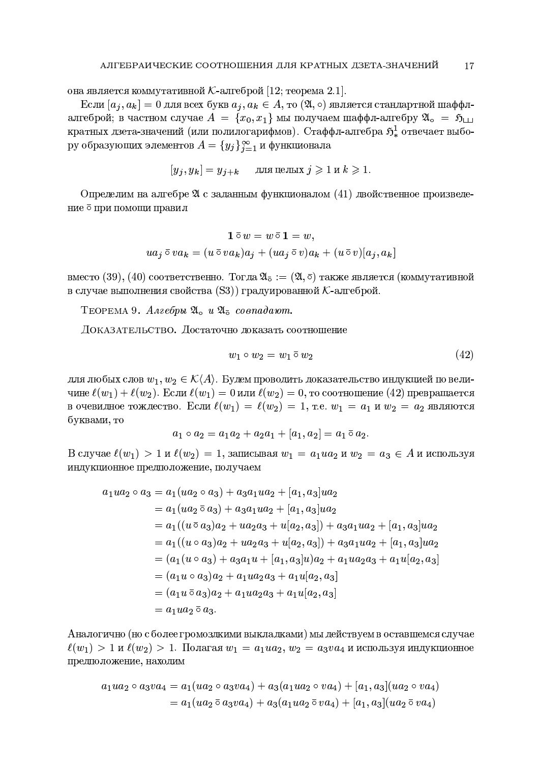она является коммутативной $\mathcal{K}$-алгеброй [12; теорема 2.1].

Если $[a_j, a_k] = 0$ для всех букв $a_j, a_k \in A$, то $(\mathfrak{A}, \circ)$ является стандартной шаффл-алгеброй; в частном случае $A = \{x_0, x_1\}$ мы получаем шаффл-алгебру $\mathfrak{A}_\circ = \mathfrak{H}_{\sqcup\!\sqcup}$ кратных дзета-значений (или полилогарифмов). Стаффл-алгебра $\mathfrak{H}^1_*$ отвечает выбору образующих элементов $A = \{y_j\}_{j=1}^\infty$ и функционала

$$[y_j, y_k] = y_{j+k} \qquad \text{для целых } j \geqslant 1 \text{ и } k \geqslant 1.$$

Определим на алгебре $\mathfrak{A}$ с заданным функционалом (41) двойственное произведение $\bar{\circ}$ при помощи правил

$$\mathbf{1} \,\bar{\circ}\, w = w \,\bar{\circ}\, \mathbf{1} = w,$$
$$ua_j \,\bar{\circ}\, va_k = (u \,\bar{\circ}\, va_k)a_j + (ua_j \,\bar{\circ}\, v)a_k + (u \,\bar{\circ}\, v)[a_j, a_k]$$

вместо (39), (40) соответственно. Тогда $\mathfrak{A}_{\bar{\circ}} := (\mathfrak{A}, \bar{\circ})$ также является (коммутативной в случае выполнения свойства (S3)) градуированной $\mathcal{K}$-алгеброй.

Теорема 9. *Алгебры $\mathfrak{A}_\circ$ и $\mathfrak{A}_{\bar{\circ}}$ совпадают.*

Доказательство. Достаточно доказать соотношение

$$w_1 \circ w_2 = w_1 \,\bar{\circ}\, w_2 \tag{42}$$

для любых слов $w_1, w_2 \in \mathcal{K}\langle A\rangle$. Будем проводить доказательство индукцией по величине $\ell(w_1) + \ell(w_2)$. Если $\ell(w_1) = 0$ или $\ell(w_2) = 0$, то соотношение (42) превращается в очевидное тождество. Если $\ell(w_1) = \ell(w_2) = 1$, т.е. $w_1 = a_1$ и $w_2 = a_2$ являются буквами, то

$$a_1 \circ a_2 = a_1a_2 + a_2a_1 + [a_1, a_2] = a_1 \,\bar{\circ}\, a_2.$$

В случае $\ell(w_1) > 1$ и $\ell(w_2) = 1$, записывая $w_1 = a_1ua_2$ и $w_2 = a_3 \in A$ и используя индукционное предположение, получаем

$$\begin{aligned}
a_1ua_2 \circ a_3 &= a_1(ua_2 \circ a_3) + a_3a_1ua_2 + [a_1, a_3]ua_2 \\
&= a_1(ua_2 \,\bar{\circ}\, a_3) + a_3a_1ua_2 + [a_1, a_3]ua_2 \\
&= a_1((u \,\bar{\circ}\, a_3)a_2 + ua_2a_3 + u[a_2, a_3]) + a_3a_1ua_2 + [a_1, a_3]ua_2 \\
&= a_1((u \circ a_3)a_2 + ua_2a_3 + u[a_2, a_3]) + a_3a_1ua_2 + [a_1, a_3]ua_2 \\
&= (a_1(u \circ a_3) + a_3a_1u + [a_1, a_3]u)a_2 + a_1ua_2a_3 + a_1u[a_2, a_3] \\
&= (a_1u \circ a_3)a_2 + a_1ua_2a_3 + a_1u[a_2, a_3] \\
&= (a_1u \,\bar{\circ}\, a_3)a_2 + a_1ua_2a_3 + a_1u[a_2, a_3] \\
&= a_1ua_2 \,\bar{\circ}\, a_3.
\end{aligned}$$

Аналогично (но с более громоздкими выкладками) мы действуем в оставшемся случае $\ell(w_1) > 1$ и $\ell(w_2) > 1$. Полагая $w_1 = a_1ua_2$, $w_2 = a_3va_4$ и используя индукционное предположение, находим

$$\begin{aligned}
a_1ua_2 \circ a_3va_4 &= a_1(ua_2 \circ a_3va_4) + a_3(a_1ua_2 \circ va_4) + [a_1, a_3](ua_2 \circ va_4) \\
&= a_1(ua_2 \,\bar{\circ}\, a_3va_4) + a_3(a_1ua_2 \,\bar{\circ}\, va_4) + [a_1, a_3](ua_2 \,\bar{\circ}\, va_4)
\end{aligned}$$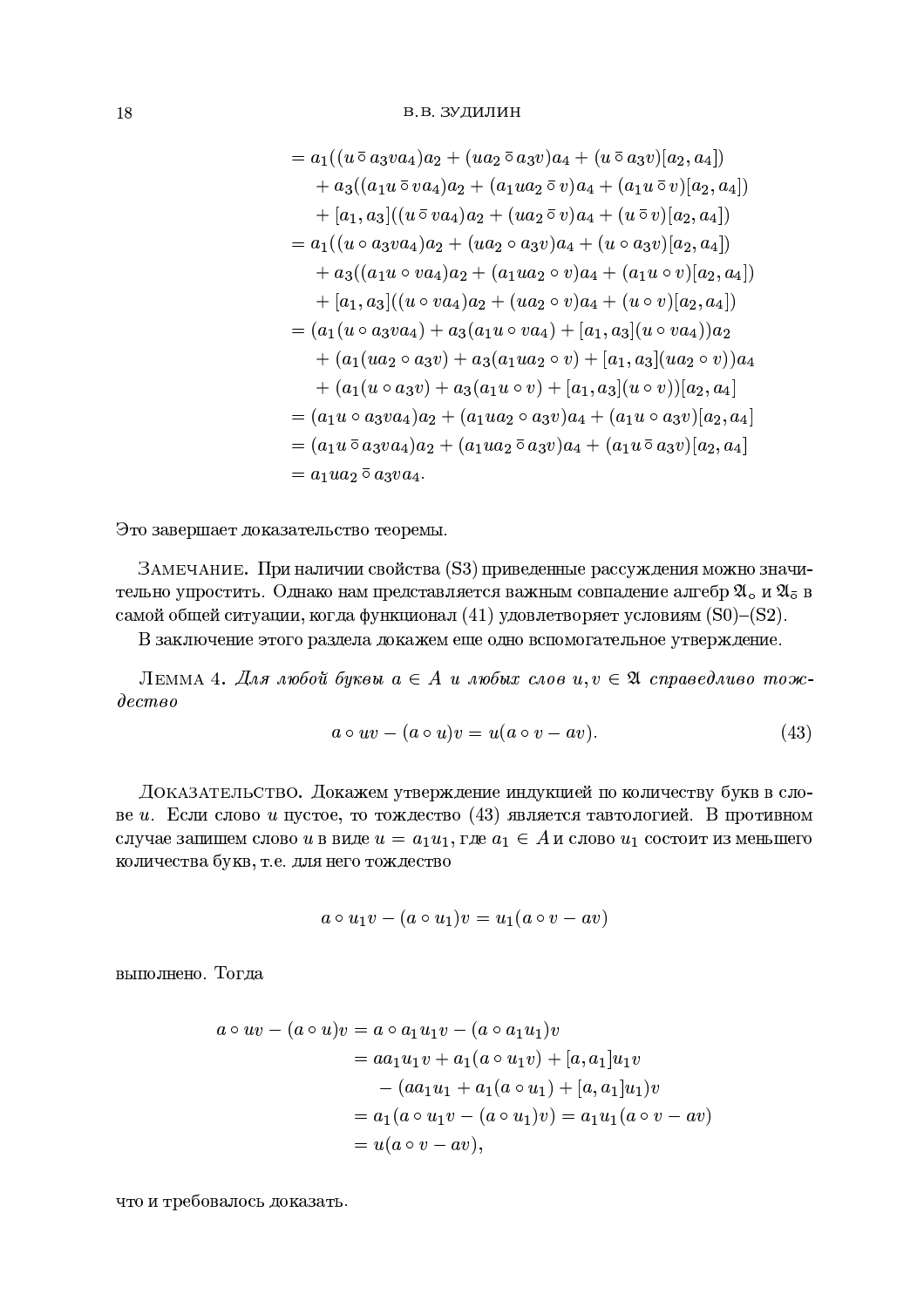$$
\begin{aligned}
&= a_1((u \mathbin{\bar\circ} a_3va_4)a_2 + (ua_2 \mathbin{\bar\circ} a_3v)a_4 + (u \mathbin{\bar\circ} a_3v)[a_2, a_4]) \\
&\quad + a_3((a_1u \mathbin{\bar\circ} va_4)a_2 + (a_1ua_2 \mathbin{\bar\circ} v)a_4 + (a_1u \mathbin{\bar\circ} v)[a_2, a_4]) \\
&\quad + [a_1, a_3]((u \mathbin{\bar\circ} va_4)a_2 + (ua_2 \mathbin{\bar\circ} v)a_4 + (u \mathbin{\bar\circ} v)[a_2, a_4]) \\
&= a_1((u \circ a_3va_4)a_2 + (ua_2 \circ a_3v)a_4 + (u \circ a_3v)[a_2, a_4]) \\
&\quad + a_3((a_1u \circ va_4)a_2 + (a_1ua_2 \circ v)a_4 + (a_1u \circ v)[a_2, a_4]) \\
&\quad + [a_1, a_3]((u \circ va_4)a_2 + (ua_2 \circ v)a_4 + (u \circ v)[a_2, a_4]) \\
&= (a_1(u \circ a_3va_4) + a_3(a_1u \circ va_4) + [a_1, a_3](u \circ va_4))a_2 \\
&\quad + (a_1(ua_2 \circ a_3v) + a_3(a_1ua_2 \circ v) + [a_1, a_3](ua_2 \circ v))a_4 \\
&\quad + (a_1(u \circ a_3v) + a_3(a_1u \circ v) + [a_1, a_3](u \circ v))[a_2, a_4] \\
&= (a_1u \circ a_3va_4)a_2 + (a_1ua_2 \circ a_3v)a_4 + (a_1u \circ a_3v)[a_2, a_4] \\
&= (a_1u \mathbin{\bar\circ} a_3va_4)a_2 + (a_1ua_2 \mathbin{\bar\circ} a_3v)a_4 + (a_1u \mathbin{\bar\circ} a_3v)[a_2, a_4] \\
&= a_1ua_2 \mathbin{\bar\circ} a_3va_4.
\end{aligned}
$$

Это завершает доказательство теоремы.

Замечание. При наличии свойства (S3) приведенные рассуждения можно значительно упростить. Однако нам представляется важным совпадение алгебр $\mathfrak{A}_\circ$ и $\mathfrak{A}_{\bar\circ}$ в самой общей ситуации, когда функционал (41) удовлетворяет условиям (S0)–(S2).

В заключение этого раздела докажем еще одно вспомогательное утверждение.

Лемма 4. *Для любой буквы $a \in A$ и любых слов $u, v \in \mathfrak{A}$ справедливо тождество*

$$
a \circ uv - (a \circ u)v = u(a \circ v - av). \tag{43}
$$

Доказательство. Докажем утверждение индукцией по количеству букв в слове $u$. Если слово $u$ пустое, то тождество (43) является тавтологией. В противном случае запишем слово $u$ в виде $u = a_1u_1$, где $a_1 \in A$ и слово $u_1$ состоит из меньшего количества букв, т.е. для него тождество

$$
a \circ u_1v - (a \circ u_1)v = u_1(a \circ v - av)
$$

выполнено. Тогда

$$
\begin{aligned}
a \circ uv - (a \circ u)v &= a \circ a_1u_1v - (a \circ a_1u_1)v \\
&= aa_1u_1v + a_1(a \circ u_1v) + [a, a_1]u_1v \\
&\quad - (aa_1u_1 + a_1(a \circ u_1) + [a, a_1]u_1)v \\
&= a_1(a \circ u_1v - (a \circ u_1)v) = a_1u_1(a \circ v - av) \\
&= u(a \circ v - av),
\end{aligned}
$$

что и требовалось доказать.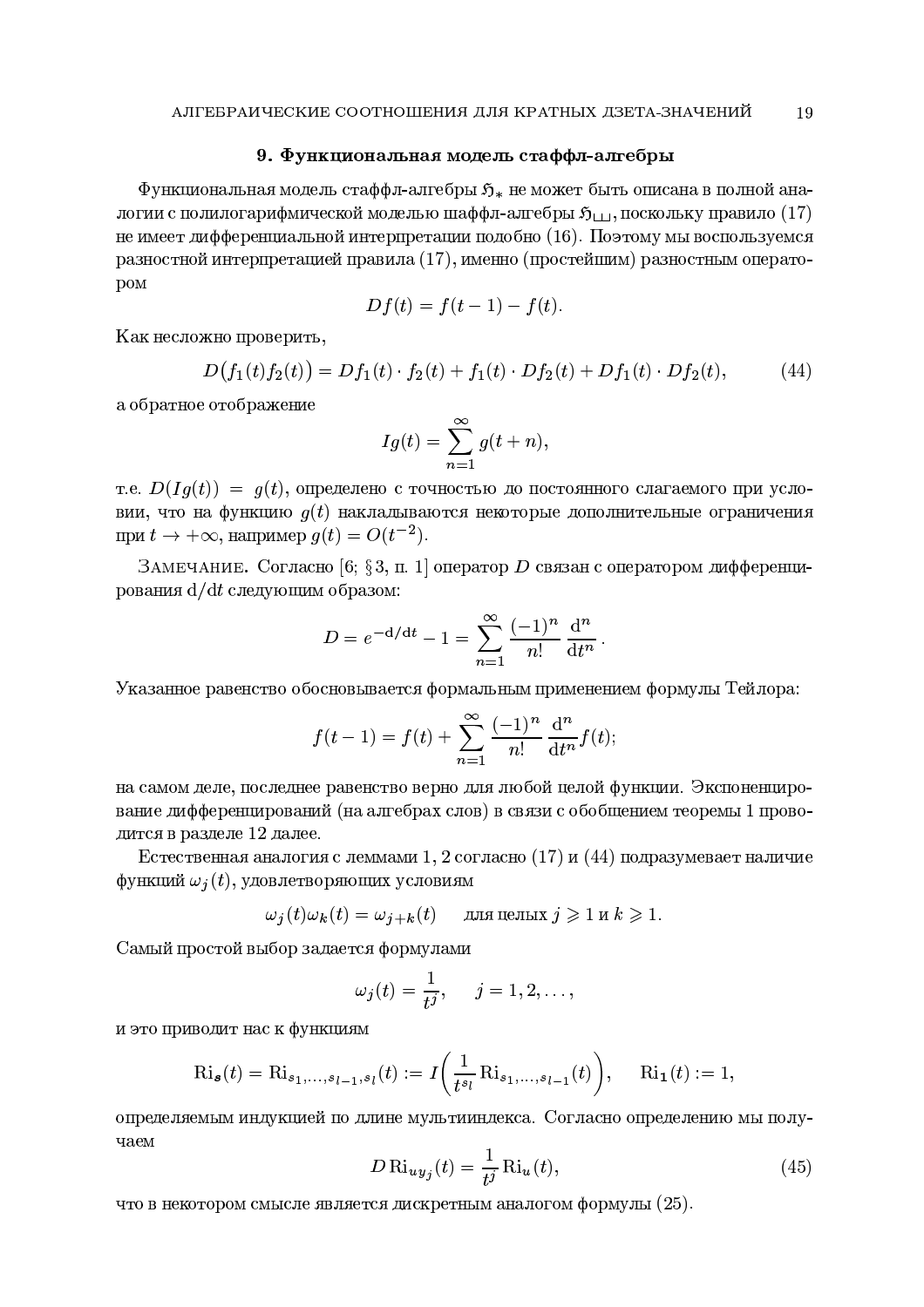## 9. Функциональная модель стаффл-алгебры

Функциональная модель стаффл-алгебры $\mathfrak{H}_*$ не может быть описана в полной аналогии с полилогарифмической моделью шаффл-алгебры $\mathfrak{H}_{\sqcup\sqcup}$, поскольку правило (17) не имеет дифференциальной интерпретации подобно (16). Поэтому мы воспользуемся разностной интерпретацией правила (17), именно (простейшим) разностным оператором

$$Df(t) = f(t-1) - f(t).$$

Как несложно проверить,

$$D\big(f_1(t)f_2(t)\big) = Df_1(t) \cdot f_2(t) + f_1(t) \cdot Df_2(t) + Df_1(t) \cdot Df_2(t), \tag{44}$$

а обратное отображение

$$Ig(t) = \sum_{n=1}^{\infty} g(t+n),$$

т.е. $D(Ig(t)) = g(t)$, определено с точностью до постоянного слагаемого при условии, что на функцию $g(t)$ накладываются некоторые дополнительные ограничения при $t \to +\infty$, например $g(t) = O(t^{-2})$.

Замечание. Согласно [6; § 3, п. 1] оператор $D$ связан с оператором дифференцирования $\mathrm{d}/\mathrm{d}t$ следующим образом:

$$D = e^{-\mathrm{d}/\mathrm{d}t} - 1 = \sum_{n=1}^{\infty} \frac{(-1)^n}{n!} \frac{\mathrm{d}^n}{\mathrm{d}t^n}.$$

Указанное равенство обосновывается формальным применением формулы Тейлора:

$$f(t-1) = f(t) + \sum_{n=1}^{\infty} \frac{(-1)^n}{n!} \frac{\mathrm{d}^n}{\mathrm{d}t^n} f(t);$$

на самом деле, последнее равенство верно для любой целой функции. Экспоненцирование дифференцирований (на алгебрах слов) в связи с обобщением теоремы 1 проводится в разделе 12 далее.

Естественная аналогия с леммами 1, 2 согласно (17) и (44) подразумевает наличие функций $\omega_j(t)$, удовлетворяющих условиям

$$\omega_j(t)\omega_k(t) = \omega_{j+k}(t) \qquad \text{для целых } j \geqslant 1 \text{ и } k \geqslant 1.$$

Самый простой выбор задается формулами

$$\omega_j(t) = \frac{1}{t^j}, \qquad j = 1, 2, \ldots,$$

и это приводит нас к функциям

$$\mathrm{Ri}_{\boldsymbol{s}}(t) = \mathrm{Ri}_{s_1,\ldots,s_{l-1},s_l}(t) := I\bigg(\frac{1}{t^{s_l}} \mathrm{Ri}_{s_1,\ldots,s_{l-1}}(t)\bigg), \qquad \mathrm{Ri}_{\mathbf{1}}(t) := 1,$$

определяемым индукцией по длине мультииндекса. Согласно определению мы получаем

$$D\,\mathrm{Ri}_{uy_j}(t) = \frac{1}{t^j} \mathrm{Ri}_u(t), \tag{45}$$

что в некотором смысле является дискретным аналогом формулы (25).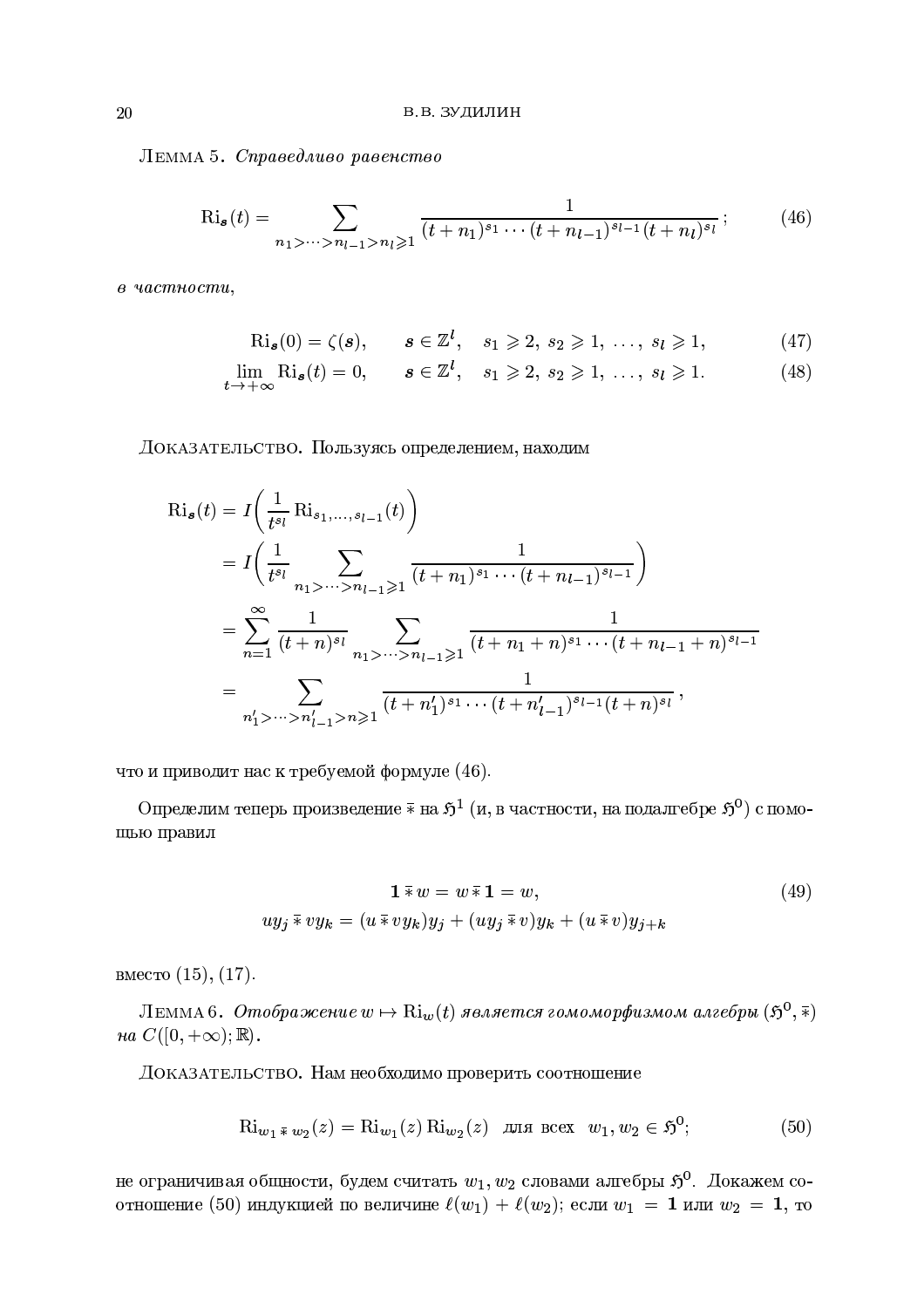Лемма 5. *Справедливо равенство*

$$
\operatorname{Ri}_{\boldsymbol{s}}(t)=\sum_{n_1>\dots>n_{l-1}>n_l\geqslant 1}\frac{1}{(t+n_1)^{s_1}\cdots(t+n_{l-1})^{s_{l-1}}(t+n_l)^{s_l}}\,; \tag{46}
$$

*в частности,*

$$
\operatorname{Ri}_{\boldsymbol{s}}(0)=\zeta(\boldsymbol{s}),\qquad \boldsymbol{s}\in\mathbb{Z}^l,\quad s_1\geqslant 2,\ s_2\geqslant 1,\ \dots,\ s_l\geqslant 1, \tag{47}
$$

$$
\lim_{t\to+\infty}\operatorname{Ri}_{\boldsymbol{s}}(t)=0,\qquad \boldsymbol{s}\in\mathbb{Z}^l,\quad s_1\geqslant 2,\ s_2\geqslant 1,\ \dots,\ s_l\geqslant 1. \tag{48}
$$

Доказательство. Пользуясь определением, находим

$$
\begin{aligned}
\operatorname{Ri}_{\boldsymbol{s}}(t)&=I\biggl(\frac{1}{t^{s_l}}\operatorname{Ri}_{s_1,\dots,s_{l-1}}(t)\biggr)\\
&=I\biggl(\frac{1}{t^{s_l}}\sum_{n_1>\dots>n_{l-1}\geqslant 1}\frac{1}{(t+n_1)^{s_1}\cdots(t+n_{l-1})^{s_{l-1}}}\biggr)\\
&=\sum_{n=1}^{\infty}\frac{1}{(t+n)^{s_l}}\sum_{n_1>\dots>n_{l-1}\geqslant 1}\frac{1}{(t+n_1+n)^{s_1}\cdots(t+n_{l-1}+n)^{s_{l-1}}}\\
&=\sum_{n_1'>\dots>n_{l-1}'>n\geqslant 1}\frac{1}{(t+n_1')^{s_1}\cdots(t+n_{l-1}')^{s_{l-1}}(t+n)^{s_l}}\,,
\end{aligned}
$$

что и приводит нас к требуемой формуле (46).

Определим теперь произведение $\bar{*}$ на $\mathfrak{H}^1$ (и, в частности, на подалгебре $\mathfrak{H}^0$) с помощью правил

$$
\begin{gathered}
\mathbf{1}\,\bar{*}\,w=w\,\bar{*}\,\mathbf{1}=w,\\
uy_j\,\bar{*}\,vy_k=(u\,\bar{*}\,vy_k)y_j+(uy_j\,\bar{*}\,v)y_k+(u\,\bar{*}\,v)y_{j+k}
\end{gathered} \tag{49}
$$

вместо (15), (17).

Лемма 6. *Отображение $w\mapsto\operatorname{Ri}_w(t)$ является гомоморфизмом алгебры $(\mathfrak{H}^0,\bar{*})$ на $C([0,+\infty);\mathbb{R})$.*

Доказательство. Нам необходимо проверить соотношение

$$
\operatorname{Ri}_{w_1\,\bar{*}\,w_2}(z)=\operatorname{Ri}_{w_1}(z)\operatorname{Ri}_{w_2}(z)\quad\text{для всех}\quad w_1,w_2\in\mathfrak{H}^0; \tag{50}
$$

не ограничивая общности, будем считать $w_1,w_2$ словами алгебры $\mathfrak{H}^0$. Докажем соотношение (50) индукцией по величине $\ell(w_1)+\ell(w_2)$; если $w_1=\mathbf{1}$ или $w_2=\mathbf{1}$, то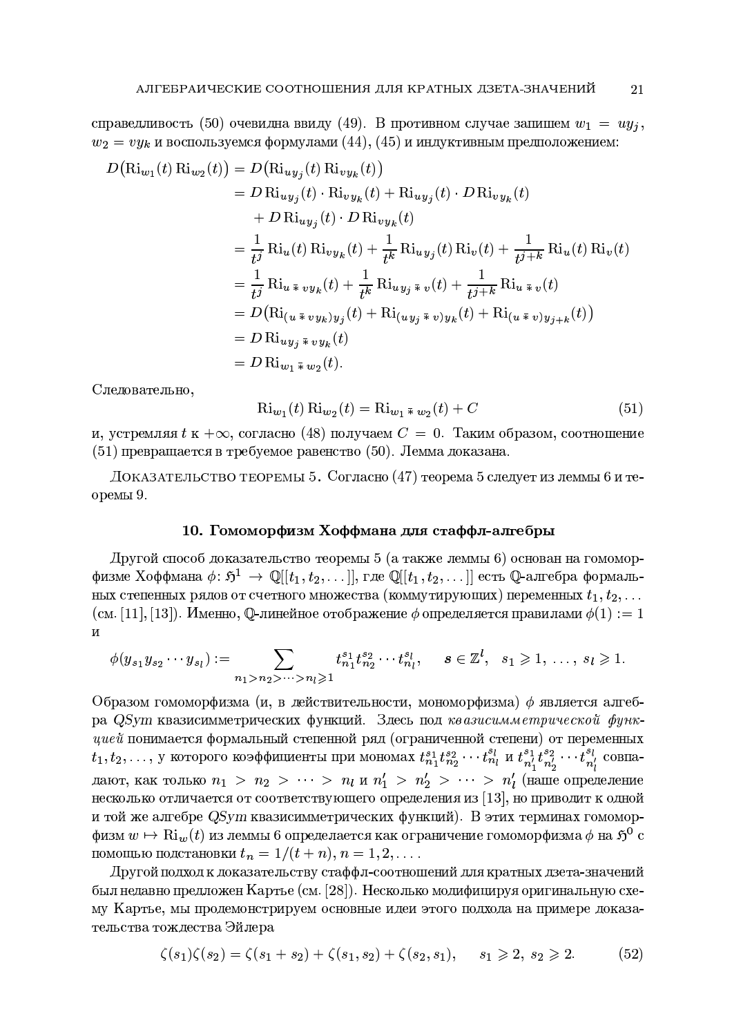справедливость (50) очевидна ввиду (49). В противном случае запишем $w_1 = uy_j$, $w_2 = vy_k$ и воспользуемся формулами (44), (45) и индуктивным предположением:

$$
\begin{aligned}
D\big(\mathrm{Ri}_{w_1}(t)\,\mathrm{Ri}_{w_2}(t)\big) &= D\big(\mathrm{Ri}_{uy_j}(t)\,\mathrm{Ri}_{vy_k}(t)\big) \\
&= D\,\mathrm{Ri}_{uy_j}(t)\cdot \mathrm{Ri}_{vy_k}(t) + \mathrm{Ri}_{uy_j}(t)\cdot D\,\mathrm{Ri}_{vy_k}(t) \\
&\quad + D\,\mathrm{Ri}_{uy_j}(t)\cdot D\,\mathrm{Ri}_{vy_k}(t) \\
&= \frac{1}{t^j}\,\mathrm{Ri}_{u}(t)\,\mathrm{Ri}_{vy_k}(t) + \frac{1}{t^k}\,\mathrm{Ri}_{uy_j}(t)\,\mathrm{Ri}_{v}(t) + \frac{1}{t^{j+k}}\,\mathrm{Ri}_{u}(t)\,\mathrm{Ri}_{v}(t) \\
&= \frac{1}{t^j}\,\mathrm{Ri}_{u \mathbin{\bar{*}} vy_k}(t) + \frac{1}{t^k}\,\mathrm{Ri}_{uy_j \mathbin{\bar{*}} v}(t) + \frac{1}{t^{j+k}}\,\mathrm{Ri}_{u \mathbin{\bar{*}} v}(t) \\
&= D\big(\mathrm{Ri}_{(u \mathbin{\bar{*}} vy_k)y_j}(t) + \mathrm{Ri}_{(uy_j \mathbin{\bar{*}} v)y_k}(t) + \mathrm{Ri}_{(u \mathbin{\bar{*}} v)y_{j+k}}(t)\big) \\
&= D\,\mathrm{Ri}_{uy_j \mathbin{\bar{*}} vy_k}(t) \\
&= D\,\mathrm{Ri}_{w_1 \mathbin{\bar{*}} w_2}(t).
\end{aligned}
$$

Следовательно,

$$
\mathrm{Ri}_{w_1}(t)\,\mathrm{Ri}_{w_2}(t) = \mathrm{Ri}_{w_1 \mathbin{\bar{*}} w_2}(t) + C \tag{51}
$$

и, устремляя $t$ к $+\infty$, согласно (48) получаем $C = 0$. Таким образом, соотношение (51) превращается в требуемое равенство (50). Лемма доказана.

Доказательство теоремы 5. Согласно (47) теорема 5 следует из леммы 6 и теоремы 9.

## 10. Гомоморфизм Хоффмана для стаффл-алгебры

Другой способ доказательство теоремы 5 (а также леммы 6) основан на гомоморфизме Хоффмана $\phi\colon \mathfrak{H}^1 \to \mathbb{Q}[[t_1, t_2, \dots]]$, где $\mathbb{Q}[[t_1, t_2, \dots]]$ есть $\mathbb{Q}$-алгебра формальных степенных рядов от счетного множества (коммутирующих) переменных $t_1, t_2, \dots$ (см. [11], [13]). Именно, $\mathbb{Q}$-линейное отображение $\phi$ определяется правилами $\phi(1) := 1$ и

$$
\phi(y_{s_1} y_{s_2} \cdots y_{s_l}) := \sum_{n_1 > n_2 > \cdots > n_l \geqslant 1} t_{n_1}^{s_1} t_{n_2}^{s_2} \cdots t_{n_l}^{s_l}, \qquad \boldsymbol{s} \in \mathbb{Z}^l, \quad s_1 \geqslant 1, \ \dots, \ s_l \geqslant 1.
$$

Образом гомоморфизма (и, в действительности, мономорфизма) $\phi$ является алгебра $QSym$ квазисимметрических функций. Здесь под *квазисимметрической функцией* понимается формальный степенной ряд (ограниченной степени) от переменных $t_1, t_2, \dots$, у которого коэффициенты при мономах $t_{n_1}^{s_1} t_{n_2}^{s_2} \cdots t_{n_l}^{s_l}$ и $t_{n'_1}^{s_1} t_{n'_2}^{s_2} \cdots t_{n'_l}^{s_l}$ совпадают, как только $n_1 > n_2 > \cdots > n_l$ и $n'_1 > n'_2 > \cdots > n'_l$ (наше определение несколько отличается от соответствующего определения из [13], но приводит к одной и той же алгебре $QSym$ квазисимметрических функций). В этих терминах гомоморфизм $w \mapsto \mathrm{Ri}_w(t)$ из леммы 6 определяется как ограничение гомоморфизма $\phi$ на $\mathfrak{H}^0$ с помощью подстановки $t_n = 1/(t+n)$, $n = 1, 2, \dots$.

Другой подход к доказательству стаффл-соотношений для кратных дзета-значений был недавно предложен Картье (см. [28]). Несколько модифицируя оригинальную схему Картье, мы продемонстрируем основные идеи этого подхода на примере доказательства тождества Эйлера

$$
\zeta(s_1)\zeta(s_2) = \zeta(s_1 + s_2) + \zeta(s_1, s_2) + \zeta(s_2, s_1), \qquad s_1 \geqslant 2, \ s_2 \geqslant 2. \tag{52}
$$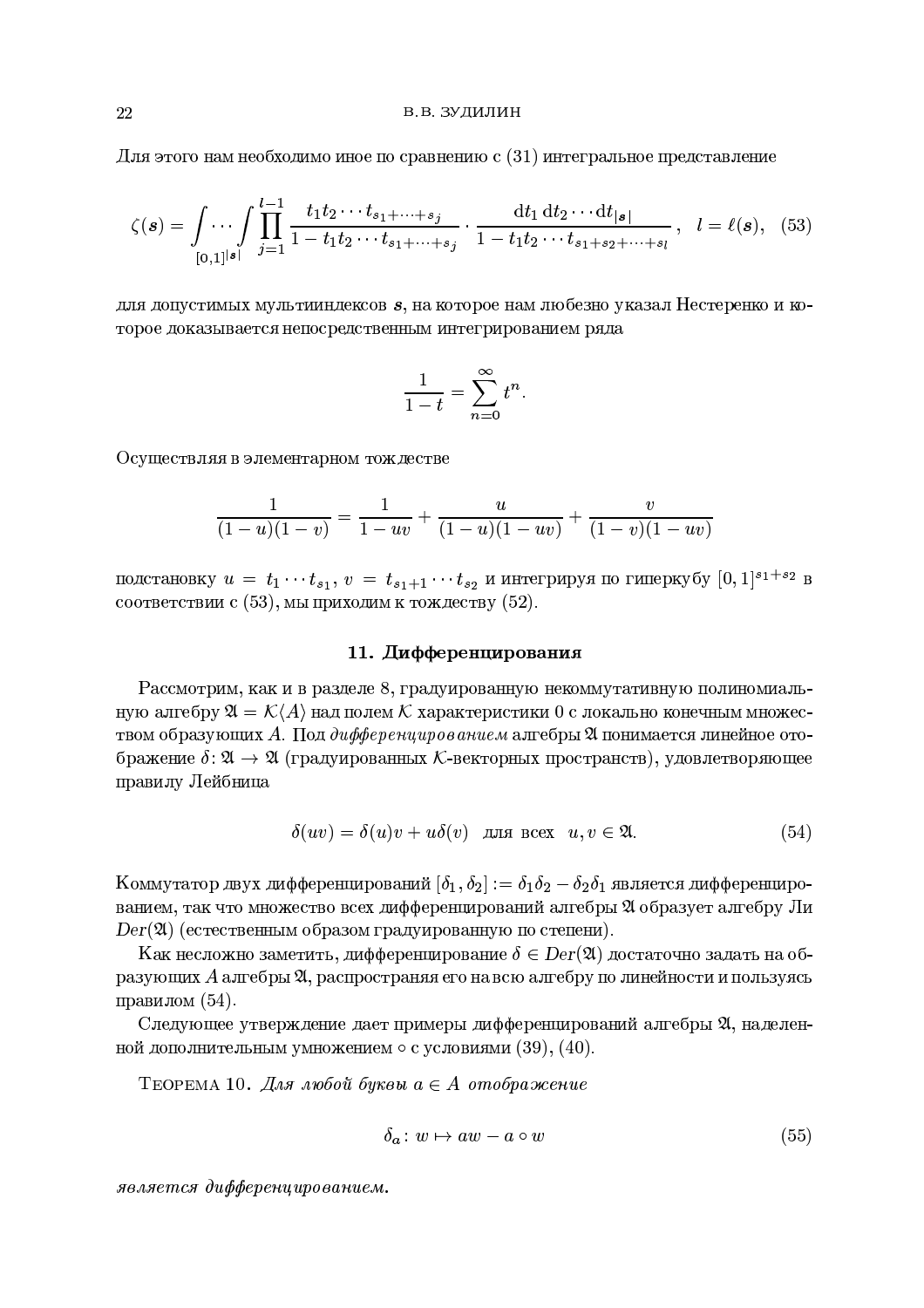Для этого нам необходимо иное по сравнению с (31) интегральное представление

$$\zeta(\boldsymbol{s}) = \int \cdots \int\limits_{[0,1]^{|\boldsymbol{s}|}} \prod_{j=1}^{l-1} \frac{t_1 t_2 \cdots t_{s_1+\dots+s_j}}{1 - t_1 t_2 \cdots t_{s_1+\dots+s_j}} \cdot \frac{\mathrm{d}t_1\,\mathrm{d}t_2 \cdots \mathrm{d}t_{|\boldsymbol{s}|}}{1 - t_1 t_2 \cdots t_{s_1+s_2+\dots+s_l}}\,, \quad l = \ell(\boldsymbol{s}), \tag{53}$$

для допустимых мультииндексов $\boldsymbol{s}$, на которое нам любезно указал Нестеренко и которое доказывается непосредственным интегрированием ряда

$$\frac{1}{1-t} = \sum_{n=0}^{\infty} t^n.$$

Осуществляя в элементарном тождестве

$$\frac{1}{(1-u)(1-v)} = \frac{1}{1-uv} + \frac{u}{(1-u)(1-uv)} + \frac{v}{(1-v)(1-uv)}$$

подстановку $u = t_1 \cdots t_{s_1}$, $v = t_{s_1+1} \cdots t_{s_2}$ и интегрируя по гиперкубу $[0,1]^{s_1+s_2}$ в соответствии с (53), мы приходим к тождеству (52).

## 11. Дифференцирования

Рассмотрим, как и в разделе 8, градуированную некоммутативную полиномиальную алгебру $\mathfrak{A} = \mathcal{K}\langle A \rangle$ над полем $\mathcal{K}$ характеристики 0 с локально конечным множеством образующих $A$. Под *дифференцированием* алгебры $\mathfrak{A}$ понимается линейное отображение $\delta\colon \mathfrak{A} \to \mathfrak{A}$ (градуированных $\mathcal{K}$-векторных пространств), удовлетворяющее правилу Лейбница

$$\delta(uv) = \delta(u)v + u\delta(v) \quad \text{для всех} \quad u, v \in \mathfrak{A}. \tag{54}$$

Коммутатор двух дифференцирований $[\delta_1, \delta_2] := \delta_1\delta_2 - \delta_2\delta_1$ является дифференцированием, так что множество всех дифференцирований алгебры $\mathfrak{A}$ образует алгебру Ли $Der(\mathfrak{A})$ (естественным образом градуированную по степени).

Как несложно заметить, дифференцирование $\delta \in Der(\mathfrak{A})$ достаточно задать на образующих $A$ алгебры $\mathfrak{A}$, распространяя его на всю алгебру по линейности и пользуясь правилом (54).

Следующее утверждение дает примеры дифференцирований алгебры $\mathfrak{A}$, наделенной дополнительным умножением $\circ$ с условиями (39), (40).

Теорема 10. *Для любой буквы $a \in A$ отображение*

$$\delta_a\colon w \mapsto aw - a \circ w \tag{55}$$

*является дифференцированием.*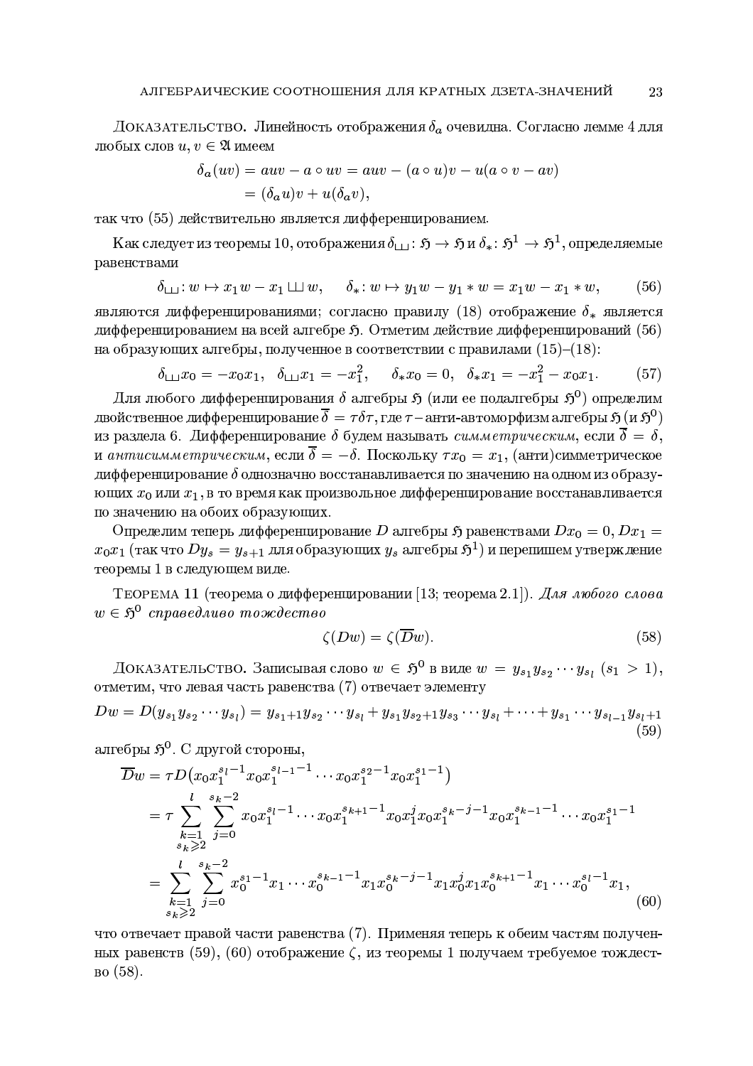Доказательство. Линейность отображения $\delta_a$ очевидна. Согласно лемме 4 для любых слов $u, v \in \mathfrak{A}$ имеем

$$\begin{aligned}\delta_a(uv) &= auv - a \circ uv = auv - (a \circ u)v - u(a \circ v - av)\\ &= (\delta_a u)v + u(\delta_a v),\end{aligned}$$

так что (55) действительно является дифференцированием.

Как следует из теоремы 10, отображения $\delta_{\sqcup\!\sqcup}\colon \mathfrak{H} \to \mathfrak{H}$ и $\delta_*\colon \mathfrak{H}^1 \to \mathfrak{H}^1$, определяемые равенствами

$$\delta_{\sqcup\!\sqcup}\colon w \mapsto x_1 w - x_1 \sqcup\!\sqcup\, w, \qquad \delta_*\colon w \mapsto y_1 w - y_1 * w = x_1 w - x_1 * w, \tag{56}$$

являются дифференцированиями; согласно правилу (18) отображение $\delta_*$ является дифференцированием на всей алгебре $\mathfrak{H}$. Отметим действие дифференцирований (56) на образующих алгебры, полученное в соответствии с правилами (15)–(18):

$$\delta_{\sqcup\!\sqcup} x_0 = -x_0 x_1, \quad \delta_{\sqcup\!\sqcup} x_1 = -x_1^2, \qquad \delta_* x_0 = 0, \quad \delta_* x_1 = -x_1^2 - x_0 x_1. \tag{57}$$

Для любого дифференцирования $\delta$ алгебры $\mathfrak{H}$ (или ее подалгебры $\mathfrak{H}^0$) определим двойственное дифференцирование $\overline{\delta} = \tau\delta\tau$, где $\tau$ – анти-автоморфизм алгебры $\mathfrak{H}$ (и $\mathfrak{H}^0$) из раздела 6. Дифференцирование $\delta$ будем называть *симметрическим*, если $\overline{\delta} = \delta$, и *антисимметрическим*, если $\overline{\delta} = -\delta$. Поскольку $\tau x_0 = x_1$, (анти)симметрическое дифференцирование $\delta$ однозначно восстанавливается по значению на одном из образующих $x_0$ или $x_1$, в то время как произвольное дифференцирование восстанавливается по значению на обоих образующих.

Определим теперь дифференцирование $D$ алгебры $\mathfrak{H}$ равенствами $Dx_0 = 0$, $Dx_1 = x_0 x_1$ (так что $Dy_s = y_{s+1}$ для образующих $y_s$ алгебры $\mathfrak{H}^1$) и перепишем утверждение теоремы 1 в следующем виде.

Теорема 11 (теорема о дифференцировании [13; теорема 2.1]). *Для любого слова $w \in \mathfrak{H}^0$ справедливо тождество*

$$\zeta(Dw) = \zeta(\overline{D}w). \tag{58}$$

Доказательство. Записывая слово $w \in \mathfrak{H}^0$ в виде $w = y_{s_1} y_{s_2} \cdots y_{s_l}$ $(s_1 > 1)$, отметим, что левая часть равенства (7) отвечает элементу

$$Dw = D(y_{s_1} y_{s_2} \cdots y_{s_l}) = y_{s_1+1} y_{s_2} \cdots y_{s_l} + y_{s_1} y_{s_2+1} y_{s_3} \cdots y_{s_l} + \dots + y_{s_1} \cdots y_{s_{l-1}} y_{s_l+1} \tag{59}$$

алгебры $\mathfrak{H}^0$. С другой стороны,

$$\begin{aligned}\overline{D}w &= \tau D\bigl(x_0 x_1^{s_l-1} x_0 x_1^{s_{l-1}-1} \cdots x_0 x_1^{s_2-1} x_0 x_1^{s_1-1}\bigr)\\ &= \tau \sum_{\substack{k=1\\ s_k \geqslant 2}}^{l} \sum_{j=0}^{s_k-2} x_0 x_1^{s_l-1} \cdots x_0 x_1^{s_{k+1}-1} x_0 x_1^{j} x_0 x_1^{s_k-j-1} x_0 x_1^{s_{k-1}-1} \cdots x_0 x_1^{s_1-1}\\ &= \sum_{\substack{k=1\\ s_k \geqslant 2}}^{l} \sum_{j=0}^{s_k-2} x_0^{s_1-1} x_1 \cdots x_0^{s_{k-1}-1} x_1 x_0^{s_k-j-1} x_1 x_0^{j} x_1 x_0^{s_{k+1}-1} x_1 \cdots x_0^{s_l-1} x_1,\end{aligned} \tag{60}$$

что отвечает правой части равенства (7). Применяя теперь к обеим частям полученных равенств (59), (60) отображение $\zeta$, из теоремы 1 получаем требуемое тождество (58).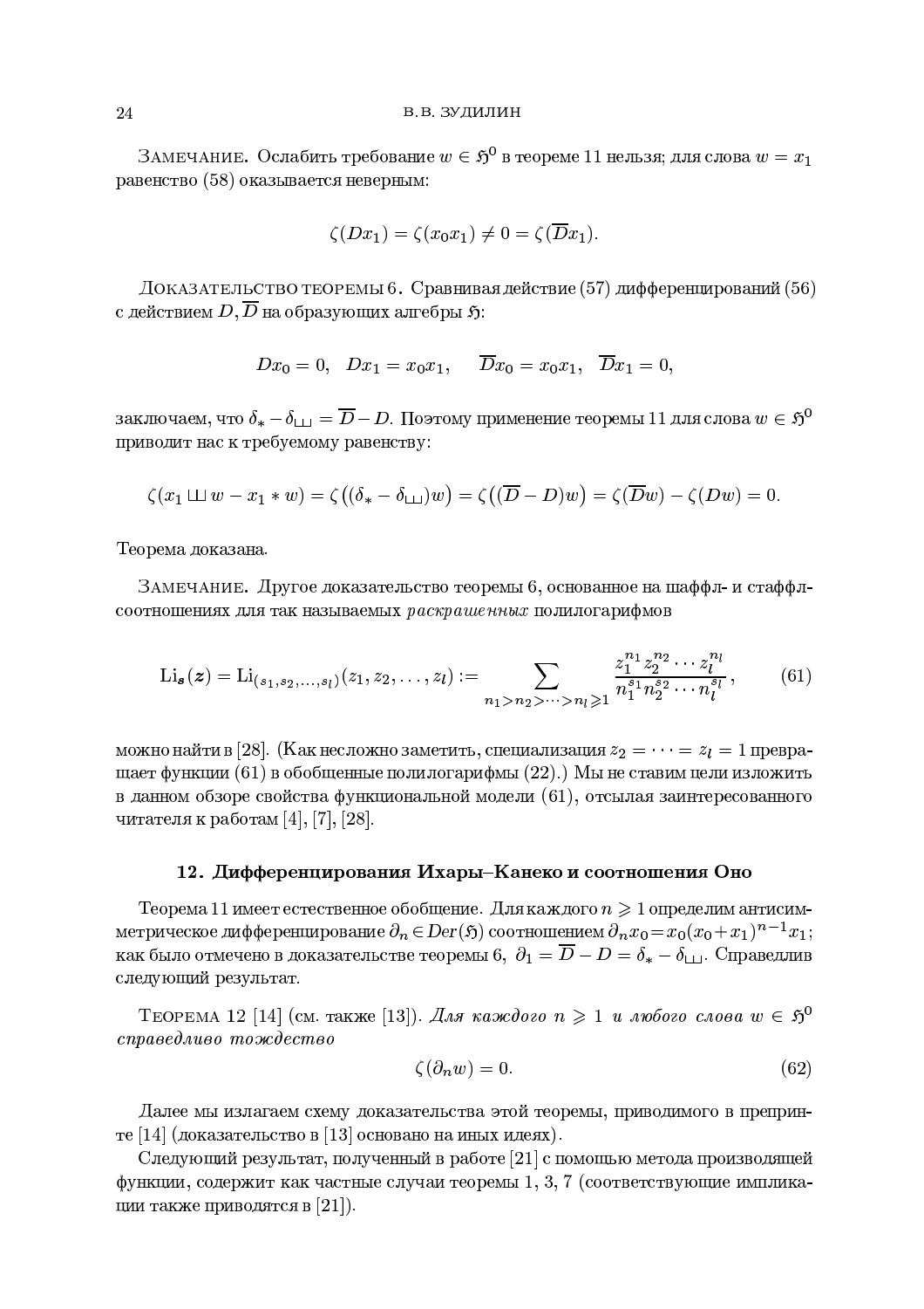Замечание. Ослабить требование $w \in \mathfrak{H}^0$ в теореме 11 нельзя; для слова $w = x_1$ равенство (58) оказывается неверным:

$$\zeta(Dx_1) = \zeta(x_0x_1) \neq 0 = \zeta(\overline{D}x_1).$$

Доказательство теоремы 6. Сравнивая действие (57) дифференцирований (56) с действием $D, \overline{D}$ на образующих алгебры $\mathfrak{H}$:

$$Dx_0 = 0, \quad Dx_1 = x_0x_1, \qquad \overline{D}x_0 = x_0x_1, \quad \overline{D}x_1 = 0,$$

заключаем, что $\delta_* - \delta_{⧢} = \overline{D} - D$. Поэтому применение теоремы 11 для слова $w \in \mathfrak{H}^0$ приводит нас к требуемому равенству:

$$\zeta(x_1 ⧢ w - x_1 * w) = \zeta\big((\delta_* - \delta_{⧢})w\big) = \zeta\big((\overline{D} - D)w\big) = \zeta(\overline{D}w) - \zeta(Dw) = 0.$$

Теорема доказана.

Замечание. Другое доказательство теоремы 6, основанное на шаффл- и стаффл-соотношениях для так называемых *раскрашенных* полилогарифмов

$$\operatorname{Li}_{\boldsymbol{s}}(\boldsymbol{z}) = \operatorname{Li}_{(s_1,s_2,\dots,s_l)}(z_1,z_2,\dots,z_l) := \sum_{n_1>n_2>\dots>n_l\geqslant 1} \frac{z_1^{n_1}z_2^{n_2}\cdots z_l^{n_l}}{n_1^{s_1}n_2^{s_2}\cdots n_l^{s_l}}, \tag{61}$$

можно найти в [28]. (Как несложно заметить, специализация $z_2 = \dots = z_l = 1$ превращает функции (61) в обобщенные полилогарифмы (22).) Мы не ставим цели изложить в данном обзоре свойства функциональной модели (61), отсылая заинтересованного читателя к работам [4], [7], [28].

## 12. Дифференцирования Ихары–Канеко и соотношения Оно

Теорема 11 имеет естественное обобщение. Для каждого $n \geqslant 1$ определим антисимметрическое дифференцирование $\partial_n \in Der(\mathfrak{H})$ соотношением $\partial_n x_0 = x_0(x_0+x_1)^{n-1}x_1$; как было отмечено в доказательстве теоремы 6, $\partial_1 = \overline{D} - D = \delta_* - \delta_{⧢}$. Справедлив следующий результат.

Теорема 12 [14] (см. также [13]). *Для каждого $n \geqslant 1$ и любого слова $w \in \mathfrak{H}^0$ справедливо тождество*

$$\zeta(\partial_n w) = 0. \tag{62}$$

Далее мы излагаем схему доказательства этой теоремы, приводимого в препринте [14] (доказательство в [13] основано на иных идеях).

Следующий результат, полученный в работе [21] с помощью метода производящей функции, содержит как частные случаи теоремы 1, 3, 7 (соответствующие импликации также приводятся в [21]).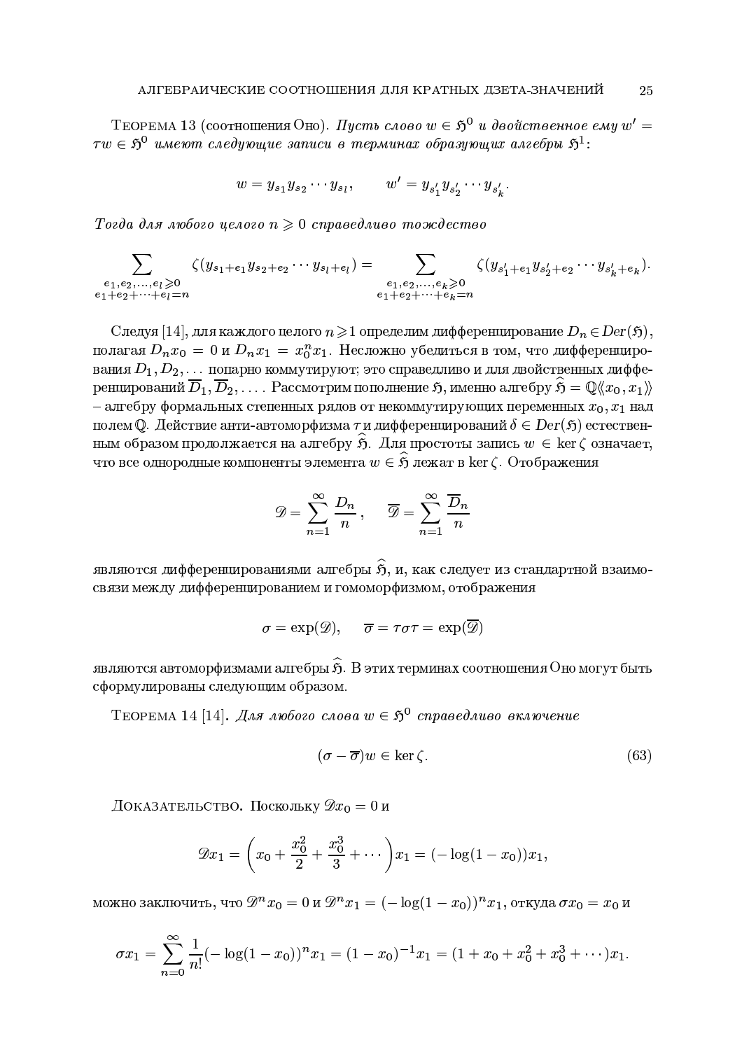Теорема 13 (соотношения Оно). *Пусть слово $w \in \mathfrak{H}^0$ и двойственное ему $w' = \tau w \in \mathfrak{H}^0$ имеют следующие записи в терминах образующих алгебры $\mathfrak{H}^1$:*

$$w = y_{s_1} y_{s_2} \cdots y_{s_l}, \qquad w' = y_{s'_1} y_{s'_2} \cdots y_{s'_k}.$$

*Тогда для любого целого $n \geqslant 0$ справедливо тождество*

$$\sum_{\substack{e_1, e_2, \ldots, e_l \geqslant 0 \\ e_1 + e_2 + \cdots + e_l = n}} \zeta(y_{s_1+e_1} y_{s_2+e_2} \cdots y_{s_l+e_l}) = \sum_{\substack{e_1, e_2, \ldots, e_k \geqslant 0 \\ e_1 + e_2 + \cdots + e_k = n}} \zeta(y_{s'_1+e_1} y_{s'_2+e_2} \cdots y_{s'_k+e_k}).$$

Следуя [14], для каждого целого $n \geqslant 1$ определим дифференцирование $D_n \in Der(\mathfrak{H})$, полагая $D_n x_0 = 0$ и $D_n x_1 = x_0^n x_1$. Несложно убедиться в том, что дифференцирования $D_1, D_2, \ldots$ попарно коммутируют; это справедливо и для двойственных дифференцирований $\overline{D}_1, \overline{D}_2, \ldots$. Рассмотрим пополнение $\mathfrak{H}$, именно алгебру $\widehat{\mathfrak{H}} = \mathbb{Q}\langle\langle x_0, x_1 \rangle\rangle$ – алгебру формальных степенных рядов от некоммутирующих переменных $x_0, x_1$ над полем $\mathbb{Q}$. Действие анти-автоморфизма $\tau$ и дифференцирований $\delta \in Der(\mathfrak{H})$ естественным образом продолжается на алгебру $\widehat{\mathfrak{H}}$. Для простоты запись $w \in \ker \zeta$ означает, что все однородные компоненты элемента $w \in \widehat{\mathfrak{H}}$ лежат в $\ker \zeta$. Отображения

$$\mathscr{D} = \sum_{n=1}^{\infty} \frac{D_n}{n}, \qquad \overline{\mathscr{D}} = \sum_{n=1}^{\infty} \frac{\overline{D}_n}{n}$$

являются дифференцированиями алгебры $\widehat{\mathfrak{H}}$, и, как следует из стандартной взаимосвязи между дифференцированием и гомоморфизмом, отображения

$$\sigma = \exp(\mathscr{D}), \qquad \overline{\sigma} = \tau\sigma\tau = \exp(\overline{\mathscr{D}})$$

являются автоморфизмами алгебры $\widehat{\mathfrak{H}}$. В этих терминах соотношения Оно могут быть сформулированы следующим образом.

Теорема 14 [14]. *Для любого слова $w \in \mathfrak{H}^0$ справедливо включение*

$$(\sigma - \overline{\sigma})w \in \ker \zeta. \tag{63}$$

Доказательство. Поскольку $\mathscr{D} x_0 = 0$ и

$$\mathscr{D} x_1 = \left( x_0 + \frac{x_0^2}{2} + \frac{x_0^3}{3} + \cdots \right) x_1 = (-\log(1 - x_0)) x_1,$$

можно заключить, что $\mathscr{D}^n x_0 = 0$ и $\mathscr{D}^n x_1 = (-\log(1 - x_0))^n x_1$, откуда $\sigma x_0 = x_0$ и

$$\sigma x_1 = \sum_{n=0}^{\infty} \frac{1}{n!} (-\log(1 - x_0))^n x_1 = (1 - x_0)^{-1} x_1 = (1 + x_0 + x_0^2 + x_0^3 + \cdots) x_1.$$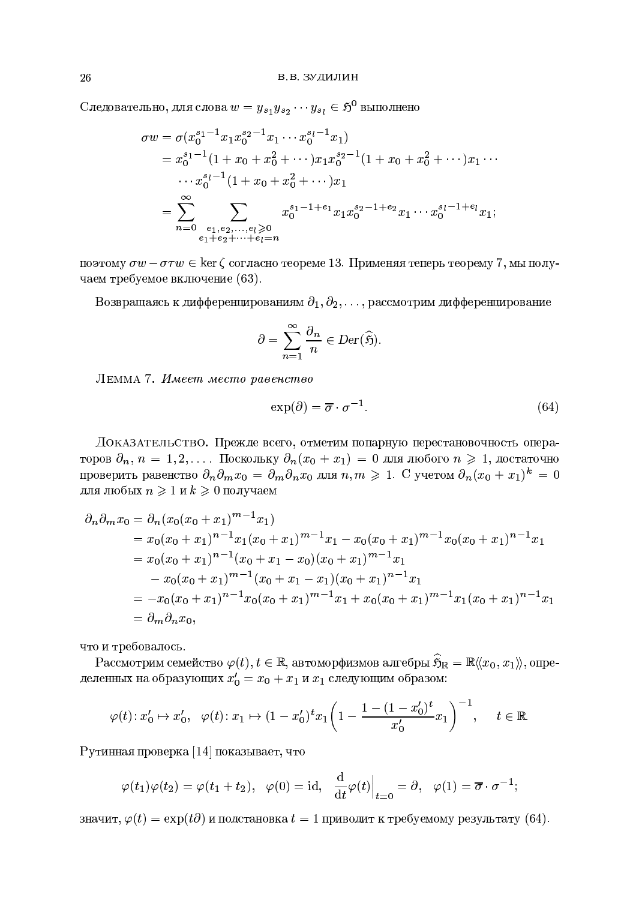Следовательно, для слова $w = y_{s_1} y_{s_2} \cdots y_{s_l} \in \mathfrak{H}^0$ выполнено

$$
\begin{aligned}
\sigma w &= \sigma(x_0^{s_1-1} x_1 x_0^{s_2-1} x_1 \cdots x_0^{s_l-1} x_1) \\
&= x_0^{s_1-1}(1 + x_0 + x_0^2 + \cdots) x_1 x_0^{s_2-1}(1 + x_0 + x_0^2 + \cdots) x_1 \cdots \\
&\quad \cdots x_0^{s_l-1}(1 + x_0 + x_0^2 + \cdots) x_1 \\
&= \sum_{n=0}^{\infty} \sum_{\substack{e_1, e_2, \ldots, e_l \geqslant 0 \\ e_1 + e_2 + \cdots + e_l = n}} x_0^{s_1-1+e_1} x_1 x_0^{s_2-1+e_2} x_1 \cdots x_0^{s_l-1+e_l} x_1;
\end{aligned}
$$

поэтому $\sigma w - \sigma \tau w \in \ker \zeta$ согласно теореме 13. Применяя теперь теорему 7, мы получаем требуемое включение (63).

Возвращаясь к дифференцированиям $\partial_1, \partial_2, \ldots$, рассмотрим дифференцирование

$$
\partial = \sum_{n=1}^{\infty} \frac{\partial_n}{n} \in Der(\widehat{\mathfrak{H}}).
$$

Лемма 7. *Имеет место равенство*

$$
\exp(\partial) = \overline{\sigma} \cdot \sigma^{-1}. \tag{64}
$$

Доказательство. Прежде всего, отметим попарную перестановочность операторов $\partial_n$, $n = 1, 2, \ldots$. Поскольку $\partial_n(x_0 + x_1) = 0$ для любого $n \geqslant 1$, достаточно проверить равенство $\partial_n \partial_m x_0 = \partial_m \partial_n x_0$ для $n, m \geqslant 1$. С учетом $\partial_n (x_0 + x_1)^k = 0$ для любых $n \geqslant 1$ и $k \geqslant 0$ получаем

$$
\begin{aligned}
\partial_n \partial_m x_0 &= \partial_n (x_0 (x_0 + x_1)^{m-1} x_1) \\
&= x_0 (x_0 + x_1)^{n-1} x_1 (x_0 + x_1)^{m-1} x_1 - x_0 (x_0 + x_1)^{m-1} x_0 (x_0 + x_1)^{n-1} x_1 \\
&= x_0 (x_0 + x_1)^{n-1} (x_0 + x_1 - x_0)(x_0 + x_1)^{m-1} x_1 \\
&\quad - x_0 (x_0 + x_1)^{m-1} (x_0 + x_1 - x_1)(x_0 + x_1)^{n-1} x_1 \\
&= -x_0 (x_0 + x_1)^{n-1} x_0 (x_0 + x_1)^{m-1} x_1 + x_0 (x_0 + x_1)^{m-1} x_1 (x_0 + x_1)^{n-1} x_1 \\
&= \partial_m \partial_n x_0,
\end{aligned}
$$

что и требовалось.

Рассмотрим семейство $\varphi(t)$, $t \in \mathbb{R}$, автоморфизмов алгебры $\widehat{\mathfrak{H}}_{\mathbb{R}} = \mathbb{R}\langle\langle x_0, x_1 \rangle\rangle$, определенных на образующих $x_0' = x_0 + x_1$ и $x_1$ следующим образом:

$$
\varphi(t) \colon x_0' \mapsto x_0', \quad \varphi(t) \colon x_1 \mapsto (1 - x_0')^t x_1 \left(1 - \frac{1 - (1 - x_0')^t}{x_0'} x_1\right)^{-1}, \qquad t \in \mathbb{R}.
$$

Рутинная проверка [14] показывает, что

$$
\varphi(t_1)\varphi(t_2) = \varphi(t_1 + t_2), \quad \varphi(0) = \mathrm{id}, \quad \frac{\mathrm{d}}{\mathrm{d}t}\varphi(t)\Big|_{t=0} = \partial, \quad \varphi(1) = \overline{\sigma} \cdot \sigma^{-1};
$$

значит, $\varphi(t) = \exp(t\partial)$ и подстановка $t = 1$ приводит к требуемому результату (64).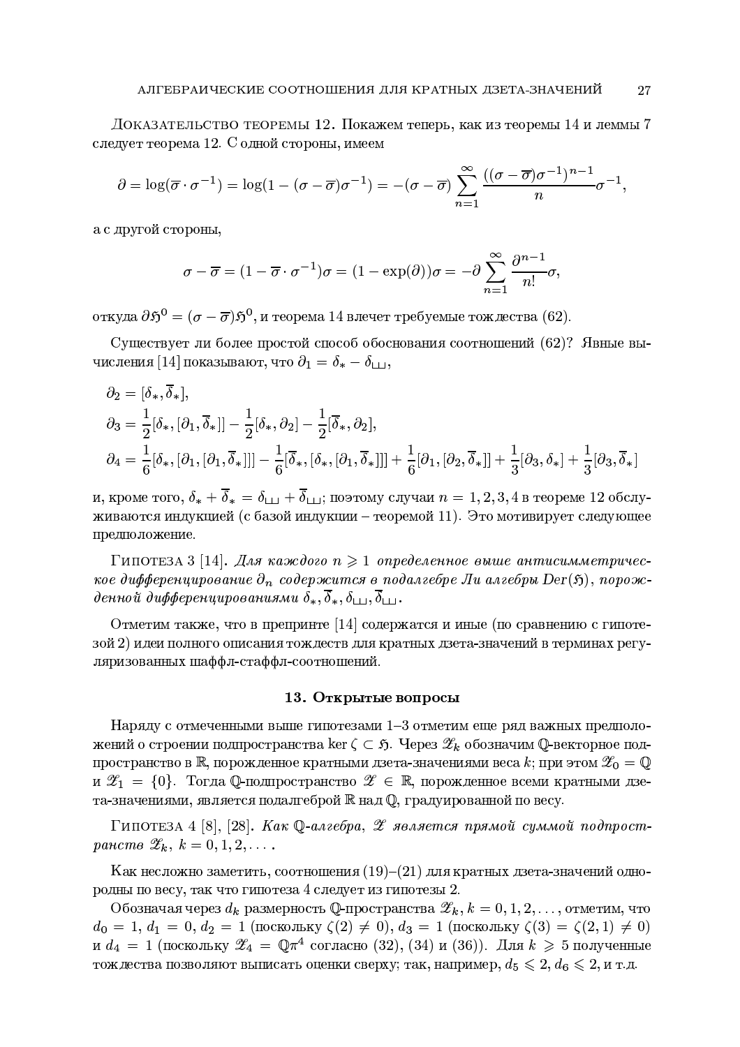Доказательство теоремы 12. Покажем теперь, как из теоремы 14 и леммы 7 следует теорема 12. С одной стороны, имеем

$$\partial = \log(\overline{\sigma} \cdot \sigma^{-1}) = \log(1 - (\sigma - \overline{\sigma})\sigma^{-1}) = -(\sigma - \overline{\sigma}) \sum_{n=1}^{\infty} \frac{((\sigma - \overline{\sigma})\sigma^{-1})^{n-1}}{n} \sigma^{-1},$$

а с другой стороны,

$$\sigma - \overline{\sigma} = (1 - \overline{\sigma} \cdot \sigma^{-1})\sigma = (1 - \exp(\partial))\sigma = -\partial \sum_{n=1}^{\infty} \frac{\partial^{n-1}}{n!} \sigma,$$

откуда $\partial \mathfrak{H}^0 = (\sigma - \overline{\sigma})\mathfrak{H}^0$, и теорема 14 влечет требуемые тождества (62).

Существует ли более простой способ обоснования соотношений (62)? Явные вычисления [14] показывают, что $\partial_1 = \delta_* - \delta_{\sqcup\sqcup}$,

$$\begin{aligned}
\partial_2 &= [\delta_*, \overline{\delta}_*], \\
\partial_3 &= \frac{1}{2}[\delta_*, [\partial_1, \overline{\delta}_*]] - \frac{1}{2}[\delta_*, \partial_2] - \frac{1}{2}[\overline{\delta}_*, \partial_2], \\
\partial_4 &= \frac{1}{6}[\delta_*, [\partial_1, [\partial_1, \overline{\delta}_*]]] - \frac{1}{6}[\overline{\delta}_*, [\delta_*, [\partial_1, \overline{\delta}_*]]] + \frac{1}{6}[\partial_1, [\partial_2, \overline{\delta}_*]] + \frac{1}{3}[\partial_3, \delta_*] + \frac{1}{3}[\partial_3, \overline{\delta}_*]
\end{aligned}$$

и, кроме того, $\delta_* + \overline{\delta}_* = \delta_{\sqcup\sqcup} + \overline{\delta}_{\sqcup\sqcup}$; поэтому случаи $n = 1, 2, 3, 4$ в теореме 12 обслуживаются индукцией (с базой индукции – теоремой 11). Это мотивирует следующее предположение.

Гипотеза 3 [14]. *Для каждого $n \geqslant 1$ определенное выше антисимметрическое дифференцирование $\partial_n$ содержится в подалгебре Ли алгебры $\mathrm{Der}(\mathfrak{H})$, порожденной дифференцированиями $\delta_*, \overline{\delta}_*, \delta_{\sqcup\sqcup}, \overline{\delta}_{\sqcup\sqcup}$.*

Отметим также, что в препринте [14] содержатся и иные (по сравнению с гипотезой 2) идеи полного описания тождеств для кратных дзета-значений в терминах регуляризованных шаффл-стаффл-соотношений.

## 13. Открытые вопросы

Наряду с отмеченными выше гипотезами 1–3 отметим еще ряд важных предположений о строении подпространства $\ker \zeta \subset \mathfrak{H}$. Через $\mathscr{Z}_k$ обозначим $\mathbb{Q}$-векторное подпространство в $\mathbb{R}$, порожденное кратными дзета-значениями веса $k$; при этом $\mathscr{Z}_0 = \mathbb{Q}$ и $\mathscr{Z}_1 = \{0\}$. Тогда $\mathbb{Q}$-подпространство $\mathscr{Z} \in \mathbb{R}$, порожденное всеми кратными дзета-значениями, является подалгеброй $\mathbb{R}$ над $\mathbb{Q}$, градуированной по весу.

Гипотеза 4 [8], [28]. *Как $\mathbb{Q}$-алгебра, $\mathscr{Z}$ является прямой суммой подпространств $\mathscr{Z}_k$, $k = 0, 1, 2, \dots$.*

Как несложно заметить, соотношения (19)–(21) для кратных дзета-значений однородны по весу, так что гипотеза 4 следует из гипотезы 2.

Обозначая через $d_k$ размерность $\mathbb{Q}$-пространства $\mathscr{Z}_k$, $k = 0, 1, 2, \dots$, отметим, что $d_0 = 1$, $d_1 = 0$, $d_2 = 1$ (поскольку $\zeta(2) \neq 0$), $d_3 = 1$ (поскольку $\zeta(3) = \zeta(2, 1) \neq 0$) и $d_4 = 1$ (поскольку $\mathscr{Z}_4 = \mathbb{Q}\pi^4$ согласно (32), (34) и (36)). Для $k \geqslant 5$ полученные тождества позволяют выписать оценки сверху; так, например, $d_5 \leqslant 2$, $d_6 \leqslant 2$, и т.д.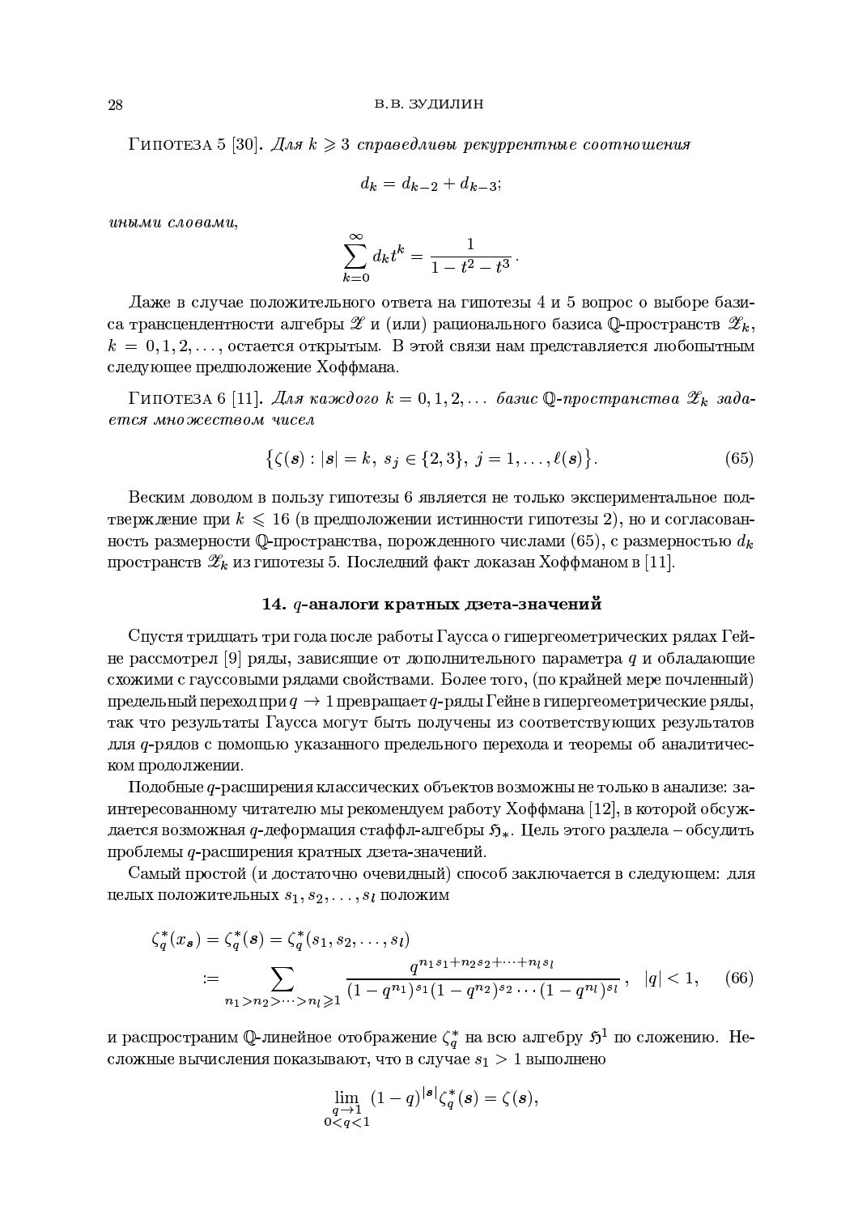Гипотеза 5 [30]. *Для $k \geqslant 3$ справедливы рекуррентные соотношения*

$$d_k = d_{k-2} + d_{k-3};$$

*иными словами,*

$$\sum_{k=0}^{\infty} d_k t^k = \frac{1}{1 - t^2 - t^3}.$$

Даже в случае положительного ответа на гипотезы 4 и 5 вопрос о выборе базиса трансцендентности алгебры $\mathscr{Z}$ и (или) рационального базиса $\mathbb{Q}$-пространств $\mathscr{Z}_k$, $k = 0, 1, 2, \dots$, остается открытым. В этой связи нам представляется любопытным следующее предположение Хоффмана.

Гипотеза 6 [11]. *Для каждого $k = 0, 1, 2, \dots$ базис $\mathbb{Q}$-пространства $\mathscr{Z}_k$ задается множеством чисел*

$$\bigl\{\zeta(\boldsymbol{s}) : |\boldsymbol{s}| = k,\ s_j \in \{2, 3\},\ j = 1, \dots, \ell(\boldsymbol{s})\bigr\}. \tag{65}$$

Веским доводом в пользу гипотезы 6 является не только экспериментальное подтверждение при $k \leqslant 16$ (в предположении истинности гипотезы 2), но и согласованность размерности $\mathbb{Q}$-пространства, порожденного числами (65), с размерностью $d_k$ пространств $\mathscr{Z}_k$ из гипотезы 5. Последний факт доказан Хоффманом в [11].

## 14. $q$-аналоги кратных дзета-значений

Спустя тридцать три года после работы Гаусса о гипергеометрических рядах Гейне рассмотрел [9] ряды, зависящие от дополнительного параметра $q$ и обладающие схожими с гауссовыми рядами свойствами. Более того, (по крайней мере почленный) предельный переход при $q \to 1$ превращает $q$-ряды Гейне в гипергеометрические ряды, так что результаты Гаусса могут быть получены из соответствующих результатов для $q$-рядов с помощью указанного предельного перехода и теоремы об аналитическом продолжении.

Подобные $q$-расширения классических объектов возможны не только в анализе: заинтересованному читателю мы рекомендуем работу Хоффмана [12], в которой обсуждается возможная $q$-деформация стаффл-алгебры $\mathfrak{H}_*$. Цель этого раздела – обсудить проблемы $q$-расширения кратных дзета-значений.

Самый простой (и достаточно очевидный) способ заключается в следующем: для целых положительных $s_1, s_2, \dots, s_l$ положим

$$\begin{aligned} \zeta_q^*(x_{\boldsymbol{s}}) = \zeta_q^*(\boldsymbol{s}) &= \zeta_q^*(s_1, s_2, \dots, s_l) \\ &:= \sum_{n_1 > n_2 > \dots > n_l \geqslant 1} \frac{q^{n_1 s_1 + n_2 s_2 + \dots + n_l s_l}}{(1 - q^{n_1})^{s_1}(1 - q^{n_2})^{s_2} \cdots (1 - q^{n_l})^{s_l}}, \quad |q| < 1, \end{aligned} \tag{66}$$

и распространим $\mathbb{Q}$-линейное отображение $\zeta_q^*$ на всю алгебру $\mathfrak{H}^1$ по сложению. Несложные вычисления показывают, что в случае $s_1 > 1$ выполнено

$$\lim_{\substack{q \to 1 \\ 0 < q < 1}} (1 - q)^{|\boldsymbol{s}|} \zeta_q^*(\boldsymbol{s}) = \zeta(\boldsymbol{s}),$$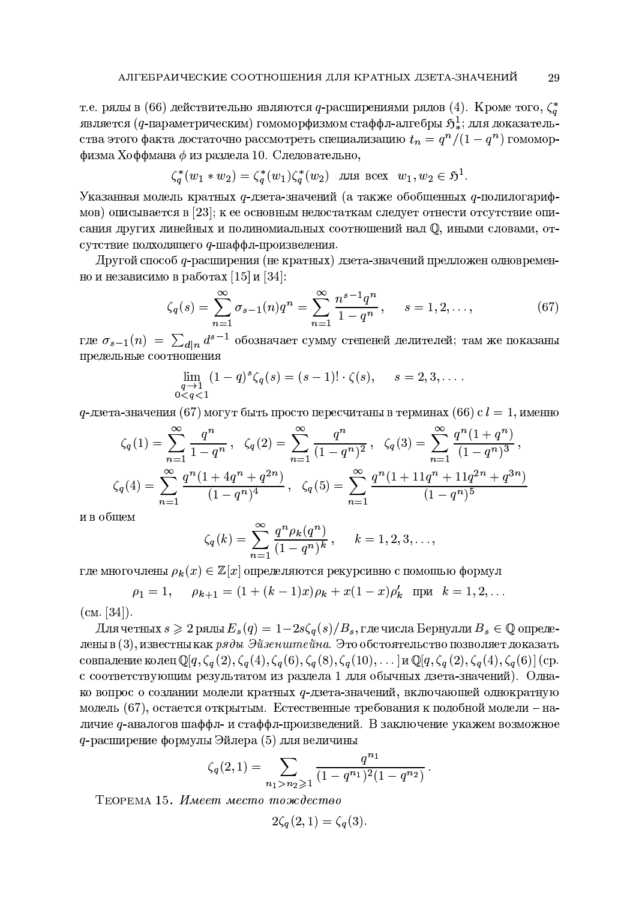т.е. ряды в (66) действительно являются $q$-расширениями рядов (4). Кроме того, $\zeta_q^*$ является ($q$-параметрическим) гомоморфизмом стаффл-алгебры $\mathfrak{H}_*^1$; для доказательства этого факта достаточно рассмотреть специализацию $t_n = q^n/(1-q^n)$ гомоморфизма Хоффмана $\phi$ из раздела 10. Следовательно,

$$\zeta_q^*(w_1 * w_2) = \zeta_q^*(w_1)\zeta_q^*(w_2) \quad \text{для всех} \quad w_1, w_2 \in \mathfrak{H}^1.$$

Указанная модель кратных $q$-дзета-значений (а также обобщенных $q$-полилогарифмов) описывается в [23]; к ее основным недостаткам следует отнести отсутствие описания других линейных и полиномиальных соотношений над $\mathbb{Q}$, иными словами, отсутствие подходящего $q$-шаффл-произведения.

Другой способ $q$-расширения (не кратных) дзета-значений предложен одновременно и независимо в работах [15] и [34]:

$$\zeta_q(s) = \sum_{n=1}^{\infty} \sigma_{s-1}(n) q^n = \sum_{n=1}^{\infty} \frac{n^{s-1} q^n}{1-q^n}, \qquad s = 1, 2, \ldots, \tag{67}$$

где $\sigma_{s-1}(n) = \sum_{d|n} d^{s-1}$ обозначает сумму степеней делителей; там же показаны предельные соотношения

$$\lim_{\substack{q \to 1 \\ 0<q<1}} (1-q)^s \zeta_q(s) = (s-1)! \cdot \zeta(s), \qquad s = 2, 3, \ldots .$$

$q$-дзета-значения (67) могут быть просто пересчитаны в терминах (66) с $l = 1$, именно

$$\zeta_q(1) = \sum_{n=1}^{\infty} \frac{q^n}{1-q^n}, \quad \zeta_q(2) = \sum_{n=1}^{\infty} \frac{q^n}{(1-q^n)^2}, \quad \zeta_q(3) = \sum_{n=1}^{\infty} \frac{q^n(1+q^n)}{(1-q^n)^3},$$

$$\zeta_q(4) = \sum_{n=1}^{\infty} \frac{q^n(1+4q^n+q^{2n})}{(1-q^n)^4}, \quad \zeta_q(5) = \sum_{n=1}^{\infty} \frac{q^n(1+11q^n+11q^{2n}+q^{3n})}{(1-q^n)^5}$$

и в общем

$$\zeta_q(k) = \sum_{n=1}^{\infty} \frac{q^n \rho_k(q^n)}{(1-q^n)^k}, \qquad k = 1, 2, 3, \ldots,$$

где многочлены $\rho_k(x) \in \mathbb{Z}[x]$ определяются рекурсивно с помощью формул

$$\rho_1 = 1, \qquad \rho_{k+1} = (1+(k-1)x)\rho_k + x(1-x)\rho_k' \quad \text{при} \quad k = 1, 2, \ldots$$

(см. [34]).

Для четных $s \geqslant 2$ ряды $E_s(q) = 1 - 2s\zeta_q(s)/B_s$, где числа Бернулли $B_s \in \mathbb{Q}$ определены в (3), известны как *ряды Эйзенштейна*. Это обстоятельство позволяет доказать совпадение колец $\mathbb{Q}[q, \zeta_q(2), \zeta_q(4), \zeta_q(6), \zeta_q(8), \zeta_q(10), \ldots]$ и $\mathbb{Q}[q, \zeta_q(2), \zeta_q(4), \zeta_q(6)]$ (ср. с соответствующим результатом из раздела 1 для обычных дзета-значений). Однако вопрос о создании модели кратных $q$-дзета-значений, включающей однократную модель (67), остается открытым. Естественные требования к подобной модели – наличие $q$-аналогов шаффл- и стаффл-произведений. В заключение укажем возможное $q$-расширение формулы Эйлера (5) для величины

$$\zeta_q(2,1) = \sum_{n_1 > n_2 \geqslant 1} \frac{q^{n_1}}{(1-q^{n_1})^2(1-q^{n_2})}.$$

Теорема 15. *Имеет место тождество*

$$2\zeta_q(2,1) = \zeta_q(3).$$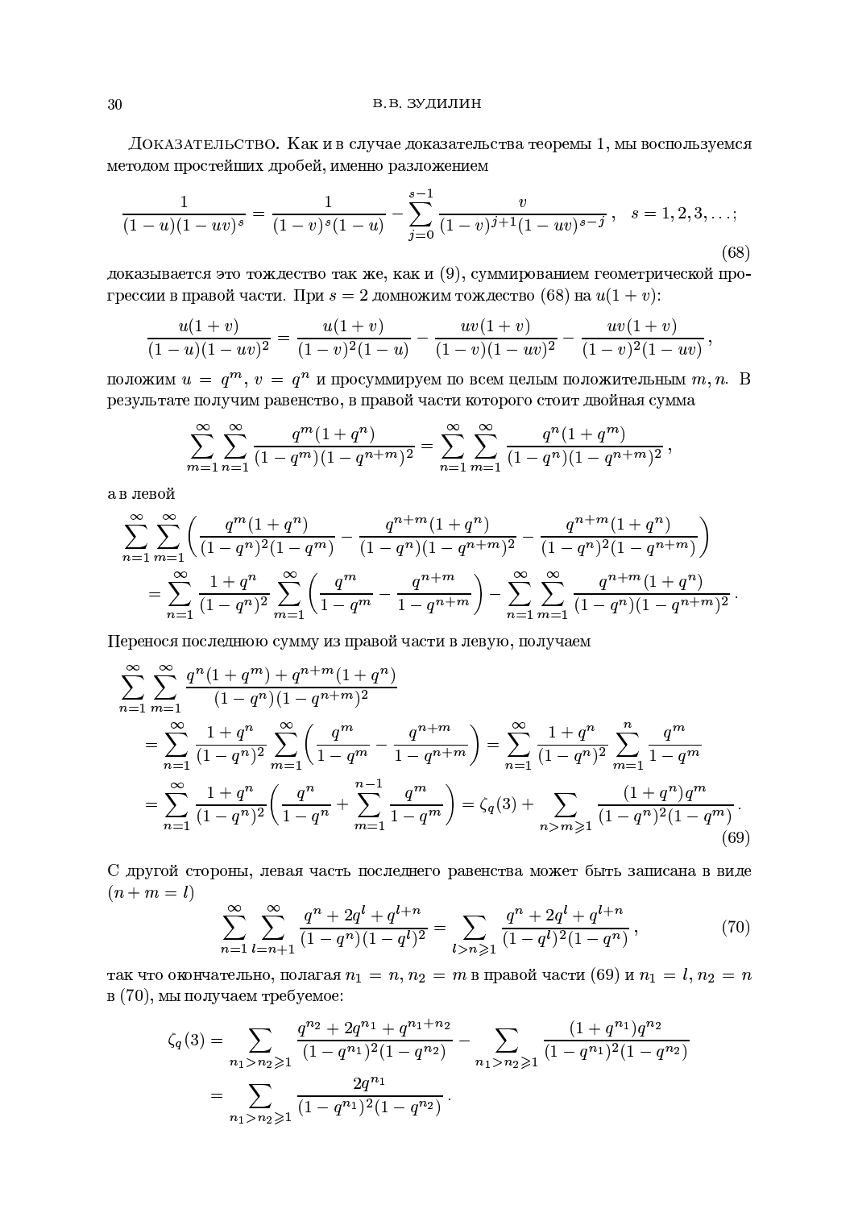Доказательство. Как и в случае доказательства теоремы 1, мы воспользуемся методом простейших дробей, именно разложением

$$\frac{1}{(1-u)(1-uv)^s} = \frac{1}{(1-v)^s(1-u)} - \sum_{j=0}^{s-1} \frac{v}{(1-v)^{j+1}(1-uv)^{s-j}}, \quad s = 1,2,3,\ldots; \tag{68}$$

доказывается это тождество так же, как и (9), суммированием геометрической прогрессии в правой части. При $s=2$ домножим тождество (68) на $u(1+v)$:

$$\frac{u(1+v)}{(1-u)(1-uv)^2} = \frac{u(1+v)}{(1-v)^2(1-u)} - \frac{uv(1+v)}{(1-v)(1-uv)^2} - \frac{uv(1+v)}{(1-v)^2(1-uv)},$$

положим $u = q^m$, $v = q^n$ и просуммируем по всем целым положительным $m, n$. В результате получим равенство, в правой части которого стоит двойная сумма

$$\sum_{m=1}^{\infty}\sum_{n=1}^{\infty} \frac{q^m(1+q^n)}{(1-q^m)(1-q^{n+m})^2} = \sum_{n=1}^{\infty}\sum_{m=1}^{\infty} \frac{q^n(1+q^m)}{(1-q^n)(1-q^{n+m})^2},$$

а в левой

$$\begin{aligned}
\sum_{n=1}^{\infty}\sum_{m=1}^{\infty} &\left( \frac{q^m(1+q^n)}{(1-q^n)^2(1-q^m)} - \frac{q^{n+m}(1+q^n)}{(1-q^n)(1-q^{n+m})^2} - \frac{q^{n+m}(1+q^n)}{(1-q^n)^2(1-q^{n+m})} \right) \\
&= \sum_{n=1}^{\infty} \frac{1+q^n}{(1-q^n)^2} \sum_{m=1}^{\infty} \left( \frac{q^m}{1-q^m} - \frac{q^{n+m}}{1-q^{n+m}} \right) - \sum_{n=1}^{\infty}\sum_{m=1}^{\infty} \frac{q^{n+m}(1+q^n)}{(1-q^n)(1-q^{n+m})^2}.
\end{aligned}$$

Перенося последнюю сумму из правой части в левую, получаем

$$\begin{aligned}
\sum_{n=1}^{\infty}\sum_{m=1}^{\infty} &\frac{q^n(1+q^m) + q^{n+m}(1+q^n)}{(1-q^n)(1-q^{n+m})^2} \\
&= \sum_{n=1}^{\infty} \frac{1+q^n}{(1-q^n)^2} \sum_{m=1}^{\infty} \left( \frac{q^m}{1-q^m} - \frac{q^{n+m}}{1-q^{n+m}} \right) = \sum_{n=1}^{\infty} \frac{1+q^n}{(1-q^n)^2} \sum_{m=1}^{n} \frac{q^m}{1-q^m} \\
&= \sum_{n=1}^{\infty} \frac{1+q^n}{(1-q^n)^2} \left( \frac{q^n}{1-q^n} + \sum_{m=1}^{n-1} \frac{q^m}{1-q^m} \right) = \zeta_q(3) + \sum_{n>m\geqslant 1} \frac{(1+q^n)q^m}{(1-q^n)^2(1-q^m)}.
\end{aligned} \tag{69}$$

С другой стороны, левая часть последнего равенства может быть записана в виде $(n+m=l)$

$$\sum_{n=1}^{\infty}\sum_{l=n+1}^{\infty} \frac{q^n + 2q^l + q^{l+n}}{(1-q^n)(1-q^l)^2} = \sum_{l>n\geqslant 1} \frac{q^n + 2q^l + q^{l+n}}{(1-q^l)^2(1-q^n)}, \tag{70}$$

так что окончательно, полагая $n_1 = n$, $n_2 = m$ в правой части (69) и $n_1 = l$, $n_2 = n$ в (70), мы получаем требуемое:

$$\begin{aligned}
\zeta_q(3) &= \sum_{n_1>n_2\geqslant 1} \frac{q^{n_2} + 2q^{n_1} + q^{n_1+n_2}}{(1-q^{n_1})^2(1-q^{n_2})} - \sum_{n_1>n_2\geqslant 1} \frac{(1+q^{n_1})q^{n_2}}{(1-q^{n_1})^2(1-q^{n_2})} \\
&= \sum_{n_1>n_2\geqslant 1} \frac{2q^{n_1}}{(1-q^{n_1})^2(1-q^{n_2})}.
\end{aligned}$$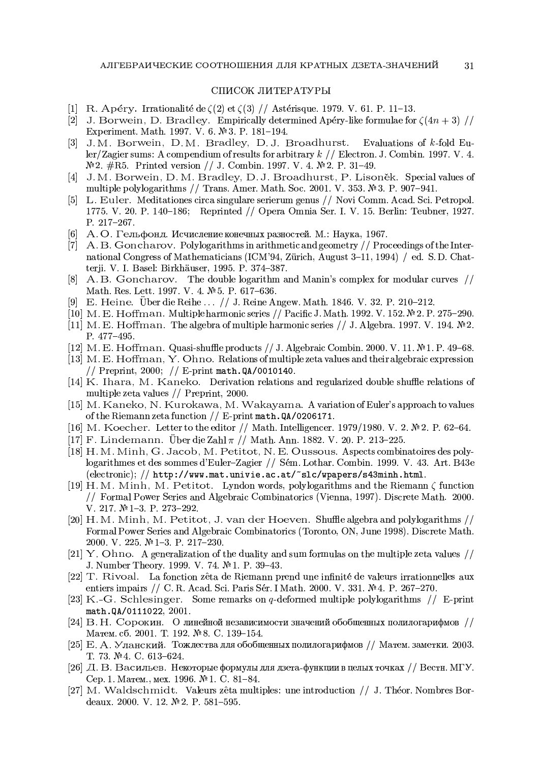## СПИСОК ЛИТЕРАТУРЫ

[1] R. Apéry. Irrationalité de $\zeta(2)$ et $\zeta(3)$ // Astérisque. 1979. V. 61. P. 11–13.

[2] J. Borwein, D. Bradley. Empirically determined Apéry-like formulae for $\zeta(4n+3)$ // Experiment. Math. 1997. V. 6. №3. P. 181–194.

[3] J.M. Borwein, D.M. Bradley, D.J. Broadhurst. Evaluations of $k$-fold Euler/Zagier sums: A compendium of results for arbitrary $k$ // Electron. J. Combin. 1997. V. 4. №2. #R5. Printed version // J. Combin. 1997. V. 4. №2. P. 31–49.

[4] J.M. Borwein, D.M. Bradley, D.J. Broadhurst, P. Lisoněk. Special values of multiple polylogarithms // Trans. Amer. Math. Soc. 2001. V. 353. №3. P. 907–941.

[5] L. Euler. Meditationes circa singulare serierum genus // Novi Comm. Acad. Sci. Petropol. 1775. V. 20. P. 140–186; Reprinted // Opera Omnia Ser. I. V. 15. Berlin: Teubner, 1927. P. 217–267.

[6] А.О. Гельфонд. Исчисление конечных разностей. М.: Наука, 1967.

[7] A.B. Goncharov. Polylogarithms in arithmetic and geometry // Proceedings of the International Congress of Mathematicians (ICM'94, Zürich, August 3–11, 1994) / ed. S.D. Chatterji. V. I. Basel: Birkhäuser, 1995. P. 374–387.

[8] A.B. Goncharov. The double logarithm and Manin's complex for modular curves // Math. Res. Lett. 1997. V. 4. №5. P. 617–636.

[9] E. Heine. Über die Reihe ... // J. Reine Angew. Math. 1846. V. 32. P. 210–212.

[10] M.E. Hoffman. Multiple harmonic series // Pacific J. Math. 1992. V. 152. №2. P. 275–290.

[11] M.E. Hoffman. The algebra of multiple harmonic series // J. Algebra. 1997. V. 194. №2. P. 477–495.

[12] M.E. Hoffman. Quasi-shuffle products // J. Algebraic Combin. 2000. V. 11. №1. P. 49–68.

[13] M.E. Hoffman, Y. Ohno. Relations of multiple zeta values and their algebraic expression // Preprint, 2000; // E-print `math.QA/0010140`.

[14] K. Ihara, M. Kaneko. Derivation relations and regularized double shuffle relations of multiple zeta values // Preprint, 2000.

[15] M. Kaneko, N. Kurokawa, M. Wakayama. A variation of Euler's approach to values of the Riemann zeta function // E-print `math.QA/0206171`.

[16] M. Koecher. Letter to the editor // Math. Intelligencer. 1979/1980. V. 2. №2. P. 62–64.

[17] F. Lindemann. Über die Zahl $\pi$ // Math. Ann. 1882. V. 20. P. 213–225.

[18] H.M. Minh, G. Jacob, M. Petitot, N.E. Oussous. Aspects combinatoires des polylogarithmes et des sommes d'Euler–Zagier // Sém. Lothar. Combin. 1999. V. 43. Art. B43e (electronic); // `http://www.mat.univie.ac.at/~slc/wpapers/s43minh.html`.

[19] H.M. Minh, M. Petitot. Lyndon words, polylogarithms and the Riemann $\zeta$ function // Formal Power Series and Algebraic Combinatorics (Vienna, 1997). Discrete Math. 2000. V. 217. №1–3. P. 273–292.

[20] H.M. Minh, M. Petitot, J. van der Hoeven. Shuffle algebra and polylogarithms // Formal Power Series and Algebraic Combinatorics (Toronto, ON, June 1998). Discrete Math. 2000. V. 225. №1–3. P. 217–230.

[21] Y. Ohno. A generalization of the duality and sum formulas on the multiple zeta values // J. Number Theory. 1999. V. 74. №1. P. 39–43.

[22] T. Rivoal. La fonction zêta de Riemann prend une infinité de valeurs irrationnelles aux entiers impairs // C. R. Acad. Sci. Paris Sér. I Math. 2000. V. 331. №4. P. 267–270.

[23] K.-G. Schlesinger. Some remarks on $q$-deformed multiple polylogarithms // E-print `math.QA/0111022`, 2001.

[24] В.Н. Сорокин. О линейной независимости значений обобщенных полилогарифмов // Матем. сб. 2001. Т. 192. №8. С. 139–154.

[25] Е.А. Уланский. Тождества для обобщенных полилогарифмов // Матем. заметки. 2003. Т. 73. №4. С. 613–624.

[26] Д.В. Васильев. Некоторые формулы для дзета-функции в целых точках // Вестн. МГУ. Сер. 1. Матем., мех. 1996. №1. С. 81–84.

[27] M. Waldschmidt. Valeurs zêta multiples: une introduction // J. Théor. Nombres Bordeaux. 2000. V. 12. №2. P. 581–595.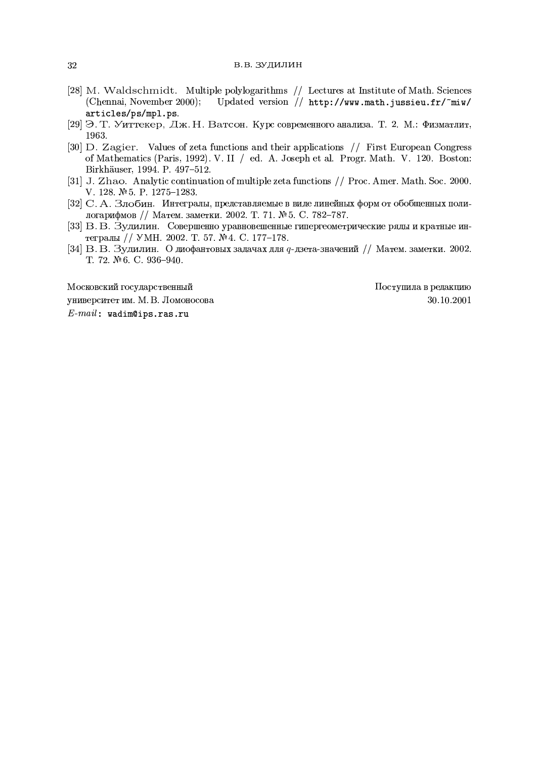[28] M. Waldschmidt. Multiple polylogarithms // Lectures at Institute of Math. Sciences (Chennai, November 2000); Updated version // `http://www.math.jussieu.fr/~miw/articles/ps/mpl.ps`.

[29] Э. Т. Уиттекер, Дж. Н. Ватсон. Курс современного анализа. Т. 2. М.: Физматлит, 1963.

[30] D. Zagier. Values of zeta functions and their applications // First European Congress of Mathematics (Paris, 1992). V. II / ed. A. Joseph et al. Progr. Math. V. 120. Boston: Birkhäuser, 1994. P. 497–512.

[31] J. Zhao. Analytic continuation of multiple zeta functions // Proc. Amer. Math. Soc. 2000. V. 128. № 5. P. 1275–1283.

[32] С. А. Злобин. Интегралы, представляемые в виде линейных форм от обобщенных полилогарифмов // Матем. заметки. 2002. Т. 71. № 5. С. 782–787.

[33] В. В. Зудилин. Совершенно уравновешенные гипергеометрические ряды и кратные интегралы // УМН. 2002. Т. 57. № 4. С. 177–178.

[34] В. В. Зудилин. О диофантовых задачах для $q$-дзета-значений // Матем. заметки. 2002. Т. 72. № 6. С. 936–940.

Московский государственный университет им. М. В. Ломоносова
*E-mail*: `wadim@ips.ras.ru`

Поступила в редакцию 30.10.2001